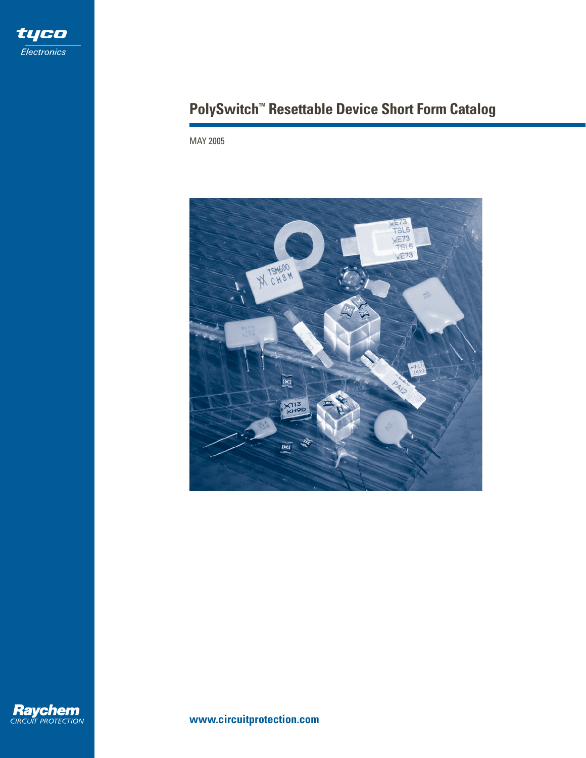tyco Electronics

# PolySwitch™ Resettable Device Short Form Catalog

MAY 2005

Raychem CIRCUIT PROTECTION

www.circuitprotection.com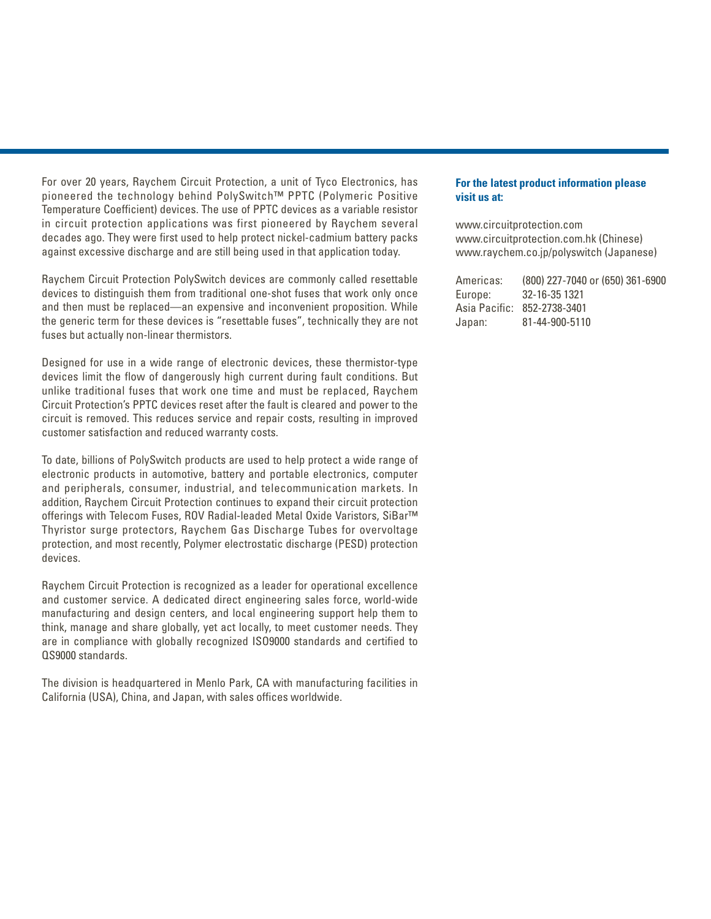For over 20 years, Raychem Circuit Protection, a unit of Tyco Electronics, has pioneered the technology behind PolySwitch™ PPTC (Polymeric Positive Temperature Coefficient) devices. The use of PPTC devices as a variable resistor in circuit protection applications was first pioneered by Raychem several decades ago. They were first used to help protect nickel-cadmium battery packs against excessive discharge and are still being used in that application today.

Raychem Circuit Protection PolySwitch devices are commonly called resettable devices to distinguish them from traditional one-shot fuses that work only once and then must be replaced—an expensive and inconvenient proposition. While the generic term for these devices is "resettable fuses", technically they are not fuses but actually non-linear thermistors.

Designed for use in a wide range of electronic devices, these thermistor-type devices limit the flow of dangerously high current during fault conditions. But unlike traditional fuses that work one time and must be replaced, Raychem Circuit Protection's PPTC devices reset after the fault is cleared and power to the circuit is removed. This reduces service and repair costs, resulting in improved customer satisfaction and reduced warranty costs.

To date, billions of PolySwitch products are used to help protect a wide range of electronic products in automotive, battery and portable electronics, computer and peripherals, consumer, industrial, and telecommunication markets. In addition, Raychem Circuit Protection continues to expand their circuit protection offerings with Telecom Fuses, ROV Radial-leaded Metal Oxide Varistors, SiBar™ Thyristor surge protectors, Raychem Gas Discharge Tubes for overvoltage protection, and most recently, Polymer electrostatic discharge (PESD) protection devices.

Raychem Circuit Protection is recognized as a leader for operational excellence and customer service. A dedicated direct engineering sales force, world-wide manufacturing and design centers, and local engineering support help them to think, manage and share globally, yet act locally, to meet customer needs. They are in compliance with globally recognized ISO9000 standards and certified to QS9000 standards.

The division is headquartered in Menlo Park, CA with manufacturing facilities in California (USA), China, and Japan, with sales offices worldwide.

**For the latest product information please visit us at:**

www.circuitprotection.com
www.circuitprotection.com.hk (Chinese)
www.raychem.co.jp/polyswitch (Japanese)

| | |
|---|---|
| Americas: | (800) 227-7040 or (650) 361-6900 |
| Europe: | 32-16-35 1321 |
| Asia Pacific: | 852-2738-3401 |
| Japan: | 81-44-900-5110 |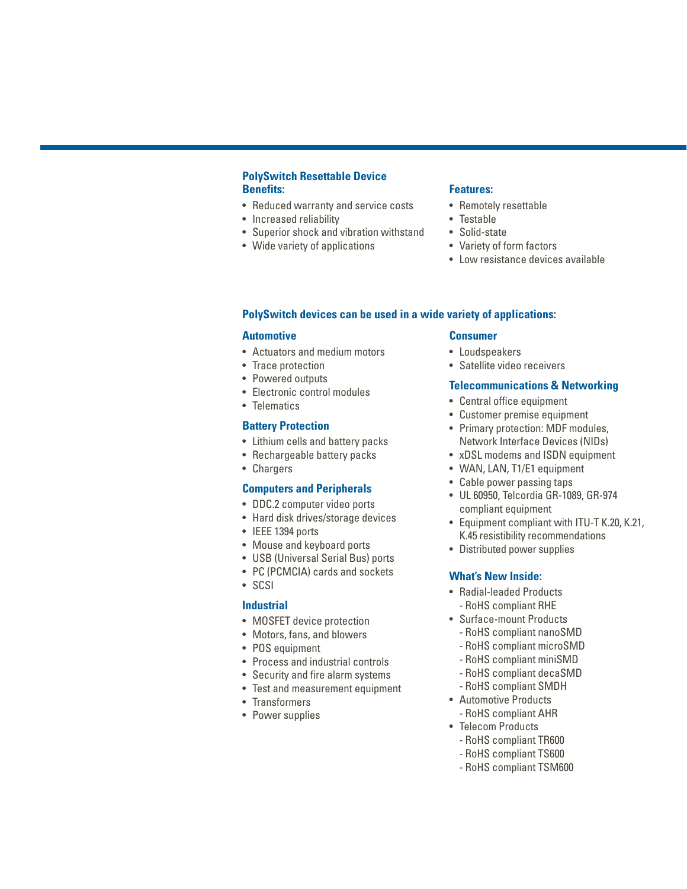### PolySwitch Resettable Device Benefits:

- Reduced warranty and service costs
- Increased reliability
- Superior shock and vibration withstand
- Wide variety of applications

### Features:

- Remotely resettable
- Testable
- Solid-state
- Variety of form factors
- Low resistance devices available

## PolySwitch devices can be used in a wide variety of applications:

### Automotive

- Actuators and medium motors
- Trace protection
- Powered outputs
- Electronic control modules
- Telematics

### Battery Protection

- Lithium cells and battery packs
- Rechargeable battery packs
- Chargers

### Computers and Peripherals

- DDC.2 computer video ports
- Hard disk drives/storage devices
- IEEE 1394 ports
- Mouse and keyboard ports
- USB (Universal Serial Bus) ports
- PC (PCMCIA) cards and sockets
- SCSI

### Industrial

- MOSFET device protection
- Motors, fans, and blowers
- POS equipment
- Process and industrial controls
- Security and fire alarm systems
- Test and measurement equipment
- Transformers
- Power supplies

### Consumer

- Loudspeakers
- Satellite video receivers

### Telecommunications & Networking

- Central office equipment
- Customer premise equipment
- Primary protection: MDF modules, Network Interface Devices (NIDs)
- xDSL modems and ISDN equipment
- WAN, LAN, T1/E1 equipment
- Cable power passing taps
- UL 60950, Telcordia GR-1089, GR-974 compliant equipment
- Equipment compliant with ITU-T K.20, K.21, K.45 resistibility recommendations
- Distributed power supplies

### What's New Inside:

- Radial-leaded Products
  - RoHS compliant RHE
- Surface-mount Products
  - RoHS compliant nanoSMD
  - RoHS compliant microSMD
  - RoHS compliant miniSMD
  - RoHS compliant decaSMD
  - RoHS compliant SMDH
- Automotive Products
  - RoHS compliant AHR
- Telecom Products
  - RoHS compliant TR600
  - RoHS compliant TS600
  - RoHS compliant TSM600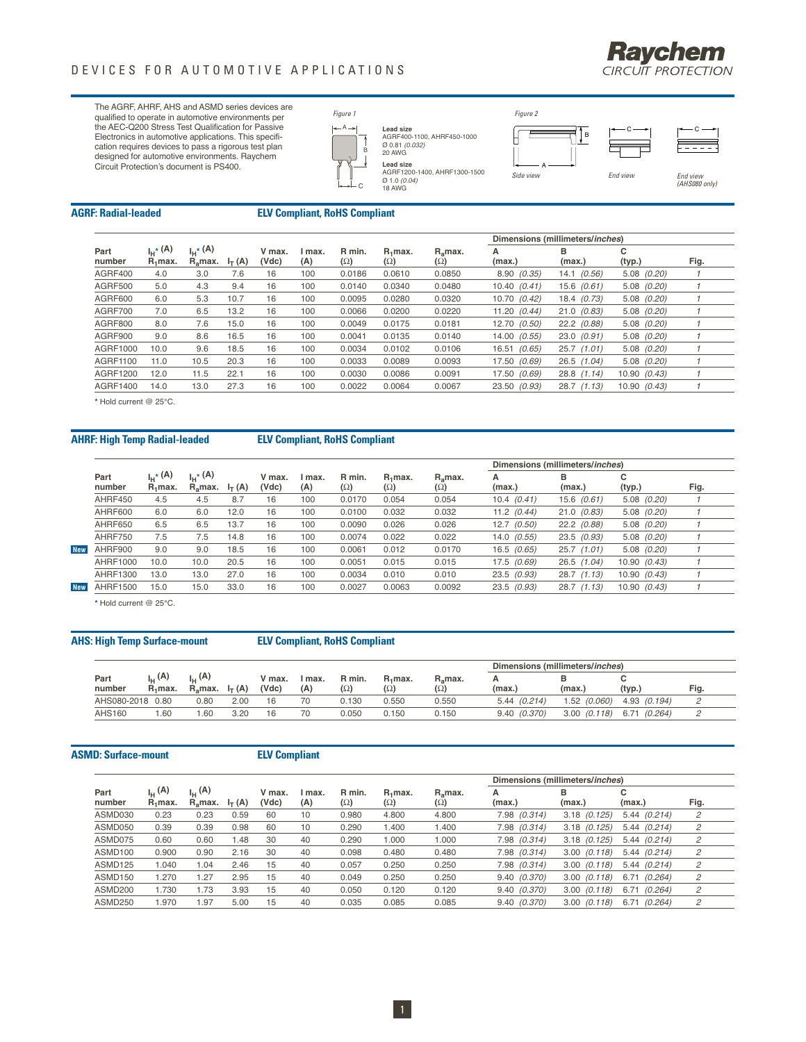# DEVICES FOR AUTOMOTIVE APPLICATIONS

The AGRF, AHRF, AHS and ASMD series devices are qualified to operate in automotive environments per the AEC-Q200 Stress Test Qualification for Passive Electronics in automotive applications. This specification requires devices to pass a rigorous test plan designed for automotive environments. Raychem Circuit Protection's document is PS400.

Figure 1

Lead size
AGRF400-1100, AHRF450-1000
Ø 0.81 *(0.032)*
20 AWG

Lead size
AGRF1200-1400, AHRF1300-1500
Ø 1.0 *(0.04)*
18 AWG

Figure 2

Side view — End view — End view (AHS080 only)

## AGRF: Radial-leaded — ELV Compliant, RoHS Compliant

| Part number | $I_H$* (A) $R_1$max. | $I_H$* (A) $R_a$max. | $I_T$ (A) | V max. (Vdc) | I max. (A) | R min. (Ω) | $R_1$max. (Ω) | $R_a$max. (Ω) | Dimensions (millimeters/*inches*) A (max.) | B (max.) | C (typ.) | Fig. |
|---|---|---|---|---|---|---|---|---|---|---|---|---|
| AGRF400 | 4.0 | 3.0 | 7.6 | 16 | 100 | 0.0186 | 0.0610 | 0.0850 | 8.90 *(0.35)* | 14.1 *(0.56)* | 5.08 *(0.20)* | 1 |
| AGRF500 | 5.0 | 4.3 | 9.4 | 16 | 100 | 0.0140 | 0.0340 | 0.0480 | 10.40 *(0.41)* | 15.6 *(0.61)* | 5.08 *(0.20)* | 1 |
| AGRF600 | 6.0 | 5.3 | 10.7 | 16 | 100 | 0.0095 | 0.0280 | 0.0320 | 10.70 *(0.42)* | 18.4 *(0.73)* | 5.08 *(0.20)* | 1 |
| AGRF700 | 7.0 | 6.5 | 13.2 | 16 | 100 | 0.0066 | 0.0200 | 0.0220 | 11.20 *(0.44)* | 21.0 *(0.83)* | 5.08 *(0.20)* | 1 |
| AGRF800 | 8.0 | 7.6 | 15.0 | 16 | 100 | 0.0049 | 0.0175 | 0.0181 | 12.70 *(0.50)* | 22.2 *(0.88)* | 5.08 *(0.20)* | 1 |
| AGRF900 | 9.0 | 8.6 | 16.5 | 16 | 100 | 0.0041 | 0.0135 | 0.0140 | 14.00 *(0.55)* | 23.0 *(0.91)* | 5.08 *(0.20)* | 1 |
| AGRF1000 | 10.0 | 9.6 | 18.5 | 16 | 100 | 0.0034 | 0.0102 | 0.0106 | 16.51 *(0.65)* | 25.7 *(1.01)* | 5.08 *(0.20)* | 1 |
| AGRF1100 | 11.0 | 10.5 | 20.3 | 16 | 100 | 0.0033 | 0.0089 | 0.0093 | 17.50 *(0.69)* | 26.5 *(1.04)* | 5.08 *(0.20)* | 1 |
| AGRF1200 | 12.0 | 11.5 | 22.1 | 16 | 100 | 0.0030 | 0.0086 | 0.0091 | 17.50 *(0.69)* | 28.8 *(1.14)* | 10.90 *(0.43)* | 1 |
| AGRF1400 | 14.0 | 13.0 | 27.3 | 16 | 100 | 0.0022 | 0.0064 | 0.0067 | 23.50 *(0.93)* | 28.7 *(1.13)* | 10.90 *(0.43)* | 1 |

\* Hold current @ 25°C.

## AHRF: High Temp Radial-leaded — ELV Compliant, RoHS Compliant

| Part number | $I_H$* (A) $R_1$max. | $I_H$* (A) $R_a$max. | $I_T$ (A) | V max. (Vdc) | I max. (A) | R min. (Ω) | $R_1$max. (Ω) | $R_a$max. (Ω) | Dimensions (millimeters/*inches*) A (max.) | B (max.) | C (typ.) | Fig. |
|---|---|---|---|---|---|---|---|---|---|---|---|---|
| AHRF450 | 4.5 | 4.5 | 8.7 | 16 | 100 | 0.0170 | 0.054 | 0.054 | 10.4 *(0.41)* | 15.6 *(0.61)* | 5.08 *(0.20)* | 1 |
| AHRF600 | 6.0 | 6.0 | 12.0 | 16 | 100 | 0.0100 | 0.032 | 0.032 | 11.2 *(0.44)* | 21.0 *(0.83)* | 5.08 *(0.20)* | 1 |
| AHRF650 | 6.5 | 6.5 | 13.7 | 16 | 100 | 0.0090 | 0.026 | 0.026 | 12.7 *(0.50)* | 22.2 *(0.88)* | 5.08 *(0.20)* | 1 |
| AHRF750 | 7.5 | 7.5 | 14.8 | 16 | 100 | 0.0074 | 0.022 | 0.022 | 14.0 *(0.55)* | 23.5 *(0.93)* | 5.08 *(0.20)* | 1 |
| New AHRF900 | 9.0 | 9.0 | 18.5 | 16 | 100 | 0.0061 | 0.012 | 0.0170 | 16.5 *(0.65)* | 25.7 *(1.01)* | 5.08 *(0.20)* | 1 |
| AHRF1000 | 10.0 | 10.0 | 20.5 | 16 | 100 | 0.0051 | 0.015 | 0.015 | 17.5 *(0.69)* | 26.5 *(1.04)* | 10.90 *(0.43)* | 1 |
| AHRF1300 | 13.0 | 13.0 | 27.0 | 16 | 100 | 0.0034 | 0.010 | 0.010 | 23.5 *(0.93)* | 28.7 *(1.13)* | 10.90 *(0.43)* | 1 |
| New AHRF1500 | 15.0 | 15.0 | 33.0 | 16 | 100 | 0.0027 | 0.0063 | 0.0092 | 23.5 *(0.93)* | 28.7 *(1.13)* | 10.90 *(0.43)* | 1 |

\* Hold current @ 25°C.

## AHS: High Temp Surface-mount — ELV Compliant, RoHS Compliant

| Part number | $I_H$ (A) $R_1$max. | $I_H$ (A) $R_a$max. | $I_T$ (A) | V max. (Vdc) | I max. (A) | R min. (Ω) | $R_1$max. (Ω) | $R_a$max. (Ω) | Dimensions (millimeters/*inches*) A (max.) | B (max.) | C (typ.) | Fig. |
|---|---|---|---|---|---|---|---|---|---|---|---|---|
| AHS080-2018 | 0.80 | 0.80 | 2.00 | 16 | 70 | 0.130 | 0.550 | 0.550 | 5.44 *(0.214)* | 1.52 *(0.060)* | 4.93 *(0.194)* | 2 |
| AHS160 | 1.60 | 1.60 | 3.20 | 16 | 70 | 0.050 | 0.150 | 0.150 | 9.40 *(0.370)* | 3.00 *(0.118)* | 6.71 *(0.264)* | 2 |

## ASMD: Surface-mount — ELV Compliant

| Part number | $I_H$ (A) $R_1$max. | $I_H$ (A) $R_a$max. | $I_T$ (A) | V max. (Vdc) | I max. (A) | R min. (Ω) | $R_1$max. (Ω) | $R_a$max. (Ω) | Dimensions (millimeters/*inches*) A (max.) | B (max.) | C (max.) | Fig. |
|---|---|---|---|---|---|---|---|---|---|---|---|---|
| ASMD030 | 0.23 | 0.23 | 0.59 | 60 | 10 | 0.980 | 4.800 | 4.800 | 7.98 *(0.314)* | 3.18 *(0.125)* | 5.44 *(0.214)* | 2 |
| ASMD050 | 0.39 | 0.39 | 0.98 | 60 | 10 | 0.290 | 1.400 | 1.400 | 7.98 *(0.314)* | 3.18 *(0.125)* | 5.44 *(0.214)* | 2 |
| ASMD075 | 0.60 | 0.60 | 1.48 | 30 | 40 | 0.290 | 1.000 | 1.000 | 7.98 *(0.314)* | 3.18 *(0.125)* | 5.44 *(0.214)* | 2 |
| ASMD100 | 0.900 | 0.90 | 2.16 | 30 | 40 | 0.098 | 0.480 | 0.480 | 7.98 *(0.314)* | 3.00 *(0.118)* | 5.44 *(0.214)* | 2 |
| ASMD125 | 1.040 | 1.04 | 2.46 | 15 | 40 | 0.057 | 0.250 | 0.250 | 7.98 *(0.314)* | 3.00 *(0.118)* | 5.44 *(0.214)* | 2 |
| ASMD150 | 1.270 | 1.27 | 2.95 | 15 | 40 | 0.049 | 0.250 | 0.250 | 9.40 *(0.370)* | 3.00 *(0.118)* | 6.71 *(0.264)* | 2 |
| ASMD200 | 1.730 | 1.73 | 3.93 | 15 | 40 | 0.050 | 0.120 | 0.120 | 9.40 *(0.370)* | 3.00 *(0.118)* | 6.71 *(0.264)* | 2 |
| ASMD250 | 1.970 | 1.97 | 5.00 | 15 | 40 | 0.035 | 0.085 | 0.085 | 9.40 *(0.370)* | 3.00 *(0.118)* | 6.71 *(0.264)* | 2 |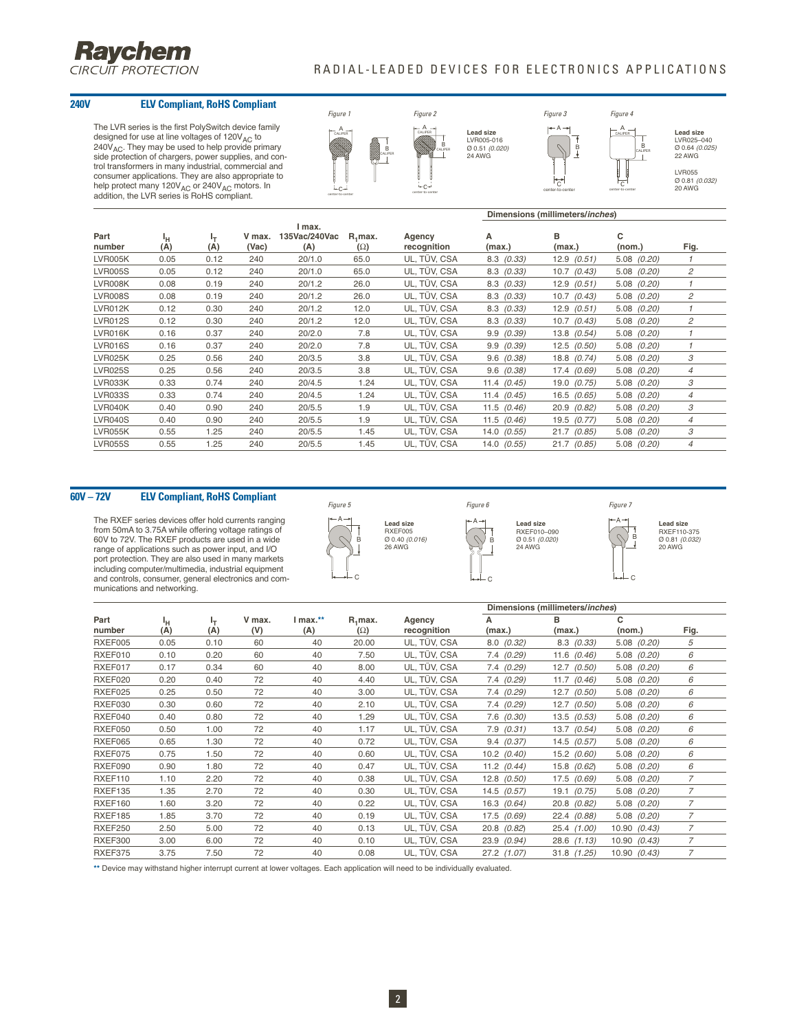## 240V ELV Compliant, RoHS Compliant

The LVR series is the first PolySwitch device family designed for use at line voltages of $120V_{AC}$ to $240V_{AC}$. They may be used to help provide primary side protection of chargers, power supplies, and control transformers in many industrial, commercial and consumer applications. They are also appropriate to help protect many $120V_{AC}$ or $240V_{AC}$ motors. In addition, the LVR series is RoHS compliant.

Figure 1 Figure 2 Figure 3 Figure 4

Lead size LVR005-016 Ø 0.51 *(0.020)* 24 AWG

Lead size LVR025–040 Ø 0.64 *(0.025)* 22 AWG

LVR055 Ø 0.81 *(0.032)* 20 AWG

| Part number | $I_H$ (A) | $I_T$ (A) | V max. (Vac) | I max. 135Vac/240Vac (A) | $R_1$max. (Ω) | Agency recognition | Dimensions (millimeters/*inches*) A (max.) | B (max.) | C (nom.) | Fig. |
|---|---|---|---|---|---|---|---|---|---|---|
| LVR005K | 0.05 | 0.12 | 240 | 20/1.0 | 65.0 | UL, TÜV, CSA | 8.3 *(0.33)* | 12.9 *(0.51)* | 5.08 *(0.20)* | 1 |
| LVR005S | 0.05 | 0.12 | 240 | 20/1.0 | 65.0 | UL, TÜV, CSA | 8.3 *(0.33)* | 10.7 *(0.43)* | 5.08 *(0.20)* | 2 |
| LVR008K | 0.08 | 0.19 | 240 | 20/1.2 | 26.0 | UL, TÜV, CSA | 8.3 *(0.33)* | 12.9 *(0.51)* | 5.08 *(0.20)* | 1 |
| LVR008S | 0.08 | 0.19 | 240 | 20/1.2 | 26.0 | UL, TÜV, CSA | 8.3 *(0.33)* | 10.7 *(0.43)* | 5.08 *(0.20)* | 2 |
| LVR012K | 0.12 | 0.30 | 240 | 20/1.2 | 12.0 | UL, TÜV, CSA | 8.3 *(0.33)* | 12.9 *(0.51)* | 5.08 *(0.20)* | 1 |
| LVR012S | 0.12 | 0.30 | 240 | 20/1.2 | 12.0 | UL, TÜV, CSA | 8.3 *(0.33)* | 10.7 *(0.43)* | 5.08 *(0.20)* | 2 |
| LVR016K | 0.16 | 0.37 | 240 | 20/2.0 | 7.8 | UL, TÜV, CSA | 9.9 *(0.39)* | 13.8 *(0.54)* | 5.08 *(0.20)* | 1 |
| LVR016S | 0.16 | 0.37 | 240 | 20/2.0 | 7.8 | UL, TÜV, CSA | 9.9 *(0.39)* | 12.5 *(0.50)* | 5.08 *(0.20)* | 1 |
| LVR025K | 0.25 | 0.56 | 240 | 20/3.5 | 3.8 | UL, TÜV, CSA | 9.6 *(0.38)* | 18.8 *(0.74)* | 5.08 *(0.20)* | 3 |
| LVR025S | 0.25 | 0.56 | 240 | 20/3.5 | 3.8 | UL, TÜV, CSA | 9.6 *(0.38)* | 17.4 *(0.69)* | 5.08 *(0.20)* | 4 |
| LVR033K | 0.33 | 0.74 | 240 | 20/4.5 | 1.24 | UL, TÜV, CSA | 11.4 *(0.45)* | 19.0 *(0.75)* | 5.08 *(0.20)* | 3 |
| LVR033S | 0.33 | 0.74 | 240 | 20/4.5 | 1.24 | UL, TÜV, CSA | 11.4 *(0.45)* | 16.5 *(0.65)* | 5.08 *(0.20)* | 4 |
| LVR040K | 0.40 | 0.90 | 240 | 20/5.5 | 1.9 | UL, TÜV, CSA | 11.5 *(0.46)* | 20.9 *(0.82)* | 5.08 *(0.20)* | 3 |
| LVR040S | 0.40 | 0.90 | 240 | 20/5.5 | 1.9 | UL, TÜV, CSA | 11.5 *(0.46)* | 19.5 *(0.77)* | 5.08 *(0.20)* | 4 |
| LVR055K | 0.55 | 1.25 | 240 | 20/5.5 | 1.45 | UL, TÜV, CSA | 14.0 *(0.55)* | 21.7 *(0.85)* | 5.08 *(0.20)* | 3 |
| LVR055S | 0.55 | 1.25 | 240 | 20/5.5 | 1.45 | UL, TÜV, CSA | 14.0 *(0.55)* | 21.7 *(0.85)* | 5.08 *(0.20)* | 4 |

## 60V – 72V ELV Compliant, RoHS Compliant

The RXEF series devices offer hold currents ranging from 50mA to 3.75A while offering voltage ratings of 60V to 72V. The RXEF products are used in a wide range of applications such as power input, and I/O port protection. They are also used in many markets including computer/multimedia, industrial equipment and controls, consumer, general electronics and communications and networking.

Figure 5 Figure 6 Figure 7

Lead size RXEF005 Ø 0.40 *(0.016)* 26 AWG

Lead size RXEF010–090 Ø 0.51 *(0.020)* 24 AWG

Lead size RXEF110-375 Ø 0.81 *(0.032)* 20 AWG

| Part number | $I_H$ (A) | $I_T$ (A) | V max. (V) | I max.** (A) | $R_1$max. (Ω) | Agency recognition | Dimensions (millimeters/*inches*) A (max.) | B (max.) | C (nom.) | Fig. |
|---|---|---|---|---|---|---|---|---|---|---|
| RXEF005 | 0.05 | 0.10 | 60 | 40 | 20.00 | UL, TÜV, CSA | 8.0 *(0.32)* | 8.3 *(0.33)* | 5.08 *(0.20)* | 5 |
| RXEF010 | 0.10 | 0.20 | 60 | 40 | 7.50 | UL, TÜV, CSA | 7.4 *(0.29)* | 11.6 *(0.46)* | 5.08 *(0.20)* | 6 |
| RXEF017 | 0.17 | 0.34 | 60 | 40 | 8.00 | UL, TÜV, CSA | 7.4 *(0.29)* | 12.7 *(0.50)* | 5.08 *(0.20)* | 6 |
| RXEF020 | 0.20 | 0.40 | 72 | 40 | 4.40 | UL, TÜV, CSA | 7.4 *(0.29)* | 11.7 *(0.46)* | 5.08 *(0.20)* | 6 |
| RXEF025 | 0.25 | 0.50 | 72 | 40 | 3.00 | UL, TÜV, CSA | 7.4 *(0.29)* | 12.7 *(0.50)* | 5.08 *(0.20)* | 6 |
| RXEF030 | 0.30 | 0.60 | 72 | 40 | 2.10 | UL, TÜV, CSA | 7.4 *(0.29)* | 12.7 *(0.50)* | 5.08 *(0.20)* | 6 |
| RXEF040 | 0.40 | 0.80 | 72 | 40 | 1.29 | UL, TÜV, CSA | 7.6 *(0.30)* | 13.5 *(0.53)* | 5.08 *(0.20)* | 6 |
| RXEF050 | 0.50 | 1.00 | 72 | 40 | 1.17 | UL, TÜV, CSA | 7.9 *(0.31)* | 13.7 *(0.54)* | 5.08 *(0.20)* | 6 |
| RXEF065 | 0.65 | 1.30 | 72 | 40 | 0.72 | UL, TÜV, CSA | 9.4 *(0.37)* | 14.5 *(0.57)* | 5.08 *(0.20)* | 6 |
| RXEF075 | 0.75 | 1.50 | 72 | 40 | 0.60 | UL, TÜV, CSA | 10.2 *(0.40)* | 15.2 *(0.60)* | 5.08 *(0.20)* | 6 |
| RXEF090 | 0.90 | 1.80 | 72 | 40 | 0.47 | UL, TÜV, CSA | 11.2 *(0.44)* | 15.8 *(0.62)* | 5.08 *(0.20)* | 6 |
| RXEF110 | 1.10 | 2.20 | 72 | 40 | 0.38 | UL, TÜV, CSA | 12.8 *(0.50)* | 17.5 *(0.69)* | 5.08 *(0.20)* | 7 |
| RXEF135 | 1.35 | 2.70 | 72 | 40 | 0.30 | UL, TÜV, CSA | 14.5 *(0.57)* | 19.1 *(0.75)* | 5.08 *(0.20)* | 7 |
| RXEF160 | 1.60 | 3.20 | 72 | 40 | 0.22 | UL, TÜV, CSA | 16.3 *(0.64)* | 20.8 *(0.82)* | 5.08 *(0.20)* | 7 |
| RXEF185 | 1.85 | 3.70 | 72 | 40 | 0.19 | UL, TÜV, CSA | 17.5 *(0.69)* | 22.4 *(0.88)* | 5.08 *(0.20)* | 7 |
| RXEF250 | 2.50 | 5.00 | 72 | 40 | 0.13 | UL, TÜV, CSA | 20.8 *(0.82)* | 25.4 *(1.00)* | 10.90 *(0.43)* | 7 |
| RXEF300 | 3.00 | 6.00 | 72 | 40 | 0.10 | UL, TÜV, CSA | 23.9 *(0.94)* | 28.6 *(1.13)* | 10.90 *(0.43)* | 7 |
| RXEF375 | 3.75 | 7.50 | 72 | 40 | 0.08 | UL, TÜV, CSA | 27.2 *(1.07)* | 31.8 *(1.25)* | 10.90 *(0.43)* | 7 |

** Device may withstand higher interrupt current at lower voltages. Each application will need to be individually evaluated.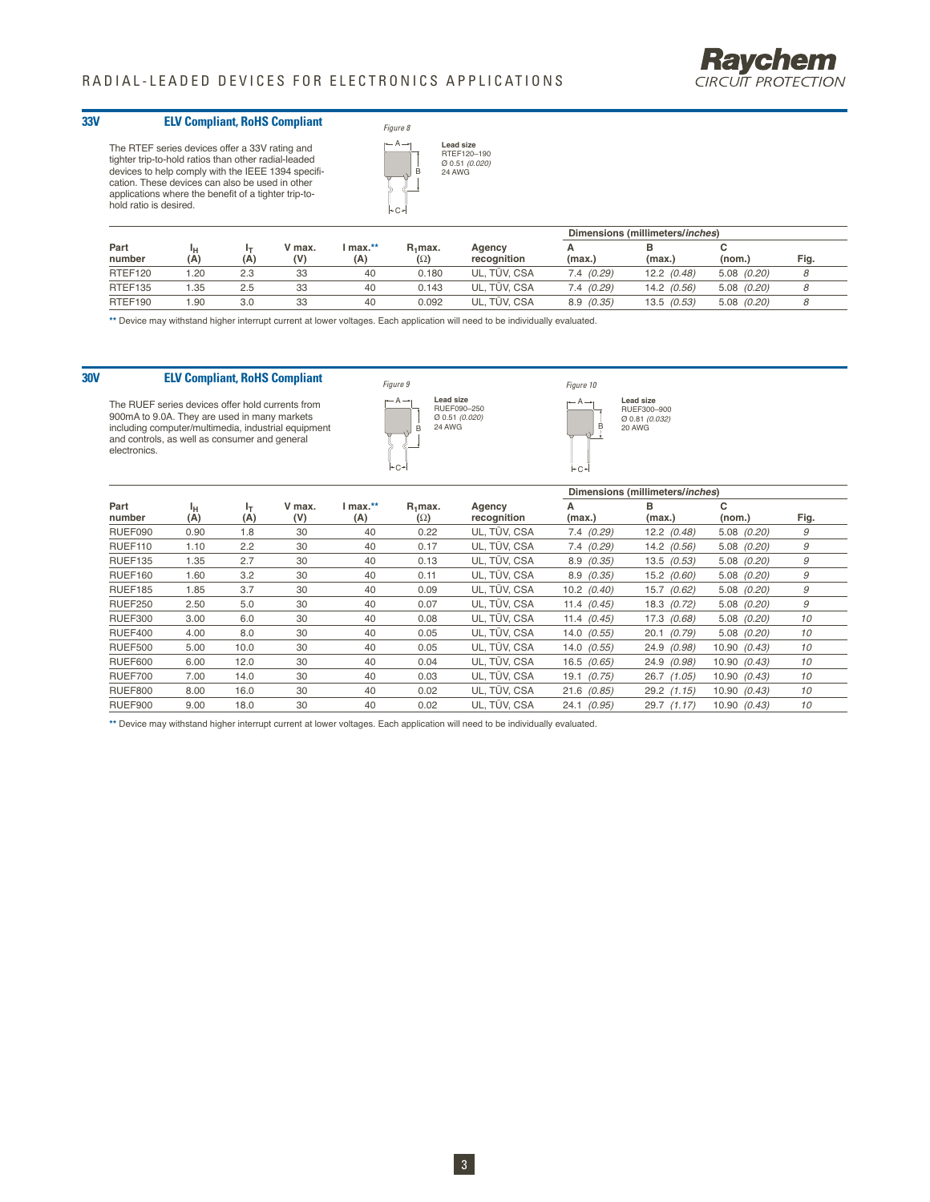## 33V ELV Compliant, RoHS Compliant

The RTEF series devices offer a 33V rating and tighter trip-to-hold ratios than other radial-leaded devices to help comply with the IEEE 1394 specification. These devices can also be used in other applications where the benefit of a tighter trip-to-hold ratio is desired.

*Figure 8*

Lead size
RTEF120–190
Ø 0.51 *(0.020)*
24 AWG

| Part number | $I_H$ (A) | $I_T$ (A) | V max. (V) | I max.** (A) | $R_1$max. (Ω) | Agency recognition | Dimensions (millimeters/*inches*) A (max.) | B (max.) | C (nom.) | Fig. |
|---|---|---|---|---|---|---|---|---|---|---|
| RTEF120 | 1.20 | 2.3 | 33 | 40 | 0.180 | UL, TÜV, CSA | 7.4 *(0.29)* | 12.2 *(0.48)* | 5.08 *(0.20)* | 8 |
| RTEF135 | 1.35 | 2.5 | 33 | 40 | 0.143 | UL, TÜV, CSA | 7.4 *(0.29)* | 14.2 *(0.56)* | 5.08 *(0.20)* | 8 |
| RTEF190 | 1.90 | 3.0 | 33 | 40 | 0.092 | UL, TÜV, CSA | 8.9 *(0.35)* | 13.5 *(0.53)* | 5.08 *(0.20)* | 8 |

** Device may withstand higher interrupt current at lower voltages. Each application will need to be individually evaluated.

## 30V ELV Compliant, RoHS Compliant

The RUEF series devices offer hold currents from 900mA to 9.0A. They are used in many markets including computer/multimedia, industrial equipment and controls, as well as consumer and general electronics.

*Figure 9*

Lead size
RUEF090–250
Ø 0.51 *(0.020)*
24 AWG

*Figure 10*

Lead size
RUEF300–900
Ø 0.81 *(0.032)*
20 AWG

| Part number | $I_H$ (A) | $I_T$ (A) | V max. (V) | I max.** (A) | $R_1$max. (Ω) | Agency recognition | Dimensions (millimeters/*inches*) A (max.) | B (max.) | C (nom.) | Fig. |
|---|---|---|---|---|---|---|---|---|---|---|
| RUEF090 | 0.90 | 1.8 | 30 | 40 | 0.22 | UL, TÜV, CSA | 7.4 *(0.29)* | 12.2 *(0.48)* | 5.08 *(0.20)* | 9 |
| RUEF110 | 1.10 | 2.2 | 30 | 40 | 0.17 | UL, TÜV, CSA | 7.4 *(0.29)* | 14.2 *(0.56)* | 5.08 *(0.20)* | 9 |
| RUEF135 | 1.35 | 2.7 | 30 | 40 | 0.13 | UL, TÜV, CSA | 8.9 *(0.35)* | 13.5 *(0.53)* | 5.08 *(0.20)* | 9 |
| RUEF160 | 1.60 | 3.2 | 30 | 40 | 0.11 | UL, TÜV, CSA | 8.9 *(0.35)* | 15.2 *(0.60)* | 5.08 *(0.20)* | 9 |
| RUEF185 | 1.85 | 3.7 | 30 | 40 | 0.09 | UL, TÜV, CSA | 10.2 *(0.40)* | 15.7 *(0.62)* | 5.08 *(0.20)* | 9 |
| RUEF250 | 2.50 | 5.0 | 30 | 40 | 0.07 | UL, TÜV, CSA | 11.4 *(0.45)* | 18.3 *(0.72)* | 5.08 *(0.20)* | 9 |
| RUEF300 | 3.00 | 6.0 | 30 | 40 | 0.08 | UL, TÜV, CSA | 11.4 *(0.45)* | 17.3 *(0.68)* | 5.08 *(0.20)* | 10 |
| RUEF400 | 4.00 | 8.0 | 30 | 40 | 0.05 | UL, TÜV, CSA | 14.0 *(0.55)* | 20.1 *(0.79)* | 5.08 *(0.20)* | 10 |
| RUEF500 | 5.00 | 10.0 | 30 | 40 | 0.05 | UL, TÜV, CSA | 14.0 *(0.55)* | 24.9 *(0.98)* | 10.90 *(0.43)* | 10 |
| RUEF600 | 6.00 | 12.0 | 30 | 40 | 0.04 | UL, TÜV, CSA | 16.5 *(0.65)* | 24.9 *(0.98)* | 10.90 *(0.43)* | 10 |
| RUEF700 | 7.00 | 14.0 | 30 | 40 | 0.03 | UL, TÜV, CSA | 19.1 *(0.75)* | 26.7 *(1.05)* | 10.90 *(0.43)* | 10 |
| RUEF800 | 8.00 | 16.0 | 30 | 40 | 0.02 | UL, TÜV, CSA | 21.6 *(0.85)* | 29.2 *(1.15)* | 10.90 *(0.43)* | 10 |
| RUEF900 | 9.00 | 18.0 | 30 | 40 | 0.02 | UL, TÜV, CSA | 24.1 *(0.95)* | 29.7 *(1.17)* | 10.90 *(0.43)* | 10 |

** Device may withstand higher interrupt current at lower voltages. Each application will need to be individually evaluated.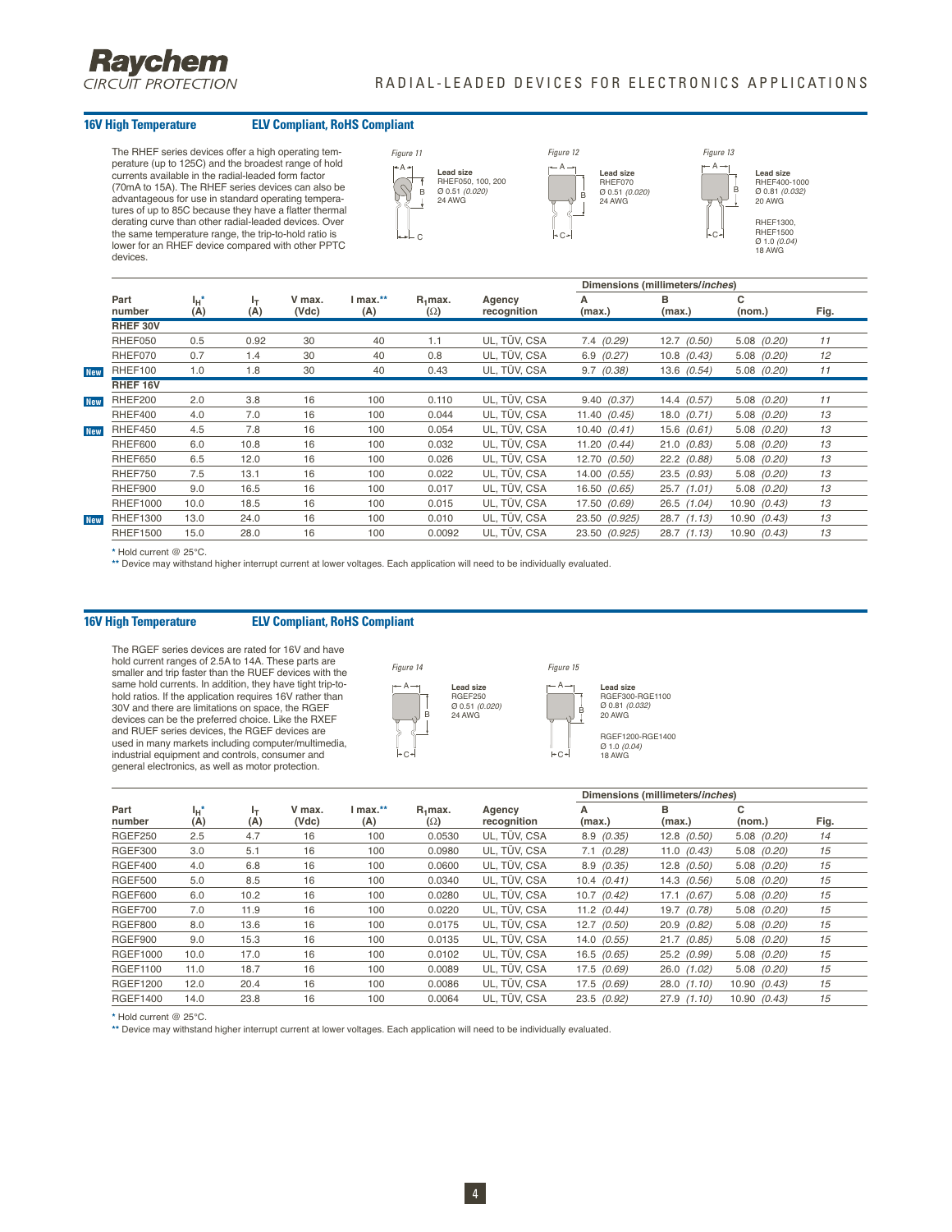## 16V High Temperature — ELV Compliant, RoHS Compliant

The RHEF series devices offer a high operating temperature (up to 125C) and the broadest range of hold currents available in the radial-leaded form factor (70mA to 15A). The RHEF series devices can also be advantageous for use in standard operating temperatures of up to 85C because they have a flatter thermal derating curve than other radial-leaded devices. Over the same temperature range, the trip-to-hold ratio is lower for an RHEF device compared with other PPTC devices.

Figure 11 — Lead size RHEF050, 100, 200 Ø 0.51 *(0.020)* 24 AWG

Figure 12 — Lead size RHEF070 Ø 0.51 *(0.020)* 24 AWG

Figure 13 — Lead size RHEF400-1000 Ø 0.81 *(0.032)* 20 AWG; RHEF1300, RHEF1500 Ø 1.0 *(0.04)* 18 AWG

| | | | | | | | Dimensions (millimeters/*inches*) | | | |
|---|---|---|---|---|---|---|---|---|---|---|
| Part number | $I_H$* (A) | $I_T$ (A) | V max. (Vdc) | I max.** (A) | $R_1$max. (Ω) | Agency recognition | A (max.) | B (max.) | C (nom.) | Fig. |
| **RHEF 30V** | | | | | | | | | | |
| RHEF050 | 0.5 | 0.92 | 30 | 40 | 1.1 | UL, TÜV, CSA | 7.4 *(0.29)* | 12.7 *(0.50)* | 5.08 *(0.20)* | 11 |
| RHEF070 | 0.7 | 1.4 | 30 | 40 | 0.8 | UL, TÜV, CSA | 6.9 *(0.27)* | 10.8 *(0.43)* | 5.08 *(0.20)* | 12 |
| New RHEF100 | 1.0 | 1.8 | 30 | 40 | 0.43 | UL, TÜV, CSA | 9.7 *(0.38)* | 13.6 *(0.54)* | 5.08 *(0.20)* | 11 |
| **RHEF 16V** | | | | | | | | | | |
| New RHEF200 | 2.0 | 3.8 | 16 | 100 | 0.110 | UL, TÜV, CSA | 9.40 *(0.37)* | 14.4 *(0.57)* | 5.08 *(0.20)* | 11 |
| RHEF400 | 4.0 | 7.0 | 16 | 100 | 0.044 | UL, TÜV, CSA | 11.40 *(0.45)* | 18.0 *(0.71)* | 5.08 *(0.20)* | 13 |
| New RHEF450 | 4.5 | 7.8 | 16 | 100 | 0.054 | UL, TÜV, CSA | 10.40 *(0.41)* | 15.6 *(0.61)* | 5.08 *(0.20)* | 13 |
| RHEF600 | 6.0 | 10.8 | 16 | 100 | 0.032 | UL, TÜV, CSA | 11.20 *(0.44)* | 21.0 *(0.83)* | 5.08 *(0.20)* | 13 |
| RHEF650 | 6.5 | 12.0 | 16 | 100 | 0.026 | UL, TÜV, CSA | 12.70 *(0.50)* | 22.2 *(0.88)* | 5.08 *(0.20)* | 13 |
| RHEF750 | 7.5 | 13.1 | 16 | 100 | 0.022 | UL, TÜV, CSA | 14.00 *(0.55)* | 23.5 *(0.93)* | 5.08 *(0.20)* | 13 |
| RHEF900 | 9.0 | 16.5 | 16 | 100 | 0.017 | UL, TÜV, CSA | 16.50 *(0.65)* | 25.7 *(1.01)* | 5.08 *(0.20)* | 13 |
| RHEF1000 | 10.0 | 18.5 | 16 | 100 | 0.015 | UL, TÜV, CSA | 17.50 *(0.69)* | 26.5 *(1.04)* | 10.90 *(0.43)* | 13 |
| New RHEF1300 | 13.0 | 24.0 | 16 | 100 | 0.010 | UL, TÜV, CSA | 23.50 *(0.925)* | 28.7 *(1.13)* | 10.90 *(0.43)* | 13 |
| RHEF1500 | 15.0 | 28.0 | 16 | 100 | 0.0092 | UL, TÜV, CSA | 23.50 *(0.925)* | 28.7 *(1.13)* | 10.90 *(0.43)* | 13 |

\* Hold current @ 25°C.

** Device may withstand higher interrupt current at lower voltages. Each application will need to be individually evaluated.

## 16V High Temperature — ELV Compliant, RoHS Compliant

The RGEF series devices are rated for 16V and have hold current ranges of 2.5A to 14A. These parts are smaller and trip faster than the RUEF devices with the same hold currents. In addition, they have tight trip-to-hold ratios. If the application requires 16V rather than 30V and there are limitations on space, the RGEF devices can be the preferred choice. Like the RXEF and RUEF series devices, the RGEF devices are used in many markets including computer/multimedia, industrial equipment and controls, consumer and general electronics, as well as motor protection.

Figure 14 — Lead size RGEF250 Ø 0.51 *(0.020)* 24 AWG

Figure 15 — Lead size RGEF300-RGE1100 Ø 0.81 *(0.032)* 20 AWG; RGEF1200-RGE1400 Ø 1.0 *(0.04)* 18 AWG

| | | | | | | | Dimensions (millimeters/*inches*) | | | |
|---|---|---|---|---|---|---|---|---|---|---|
| Part number | $I_H$* (A) | $I_T$ (A) | V max. (Vdc) | I max.** (A) | $R_1$max. (Ω) | Agency recognition | A (max.) | B (max.) | C (nom.) | Fig. |
| RGEF250 | 2.5 | 4.7 | 16 | 100 | 0.0530 | UL, TÜV, CSA | 8.9 *(0.35)* | 12.8 *(0.50)* | 5.08 *(0.20)* | 14 |
| RGEF300 | 3.0 | 5.1 | 16 | 100 | 0.0980 | UL, TÜV, CSA | 7.1 *(0.28)* | 11.0 *(0.43)* | 5.08 *(0.20)* | 15 |
| RGEF400 | 4.0 | 6.8 | 16 | 100 | 0.0600 | UL, TÜV, CSA | 8.9 *(0.35)* | 12.8 *(0.50)* | 5.08 *(0.20)* | 15 |
| RGEF500 | 5.0 | 8.5 | 16 | 100 | 0.0340 | UL, TÜV, CSA | 10.4 *(0.41)* | 14.3 *(0.56)* | 5.08 *(0.20)* | 15 |
| RGEF600 | 6.0 | 10.2 | 16 | 100 | 0.0280 | UL, TÜV, CSA | 10.7 *(0.42)* | 17.1 *(0.67)* | 5.08 *(0.20)* | 15 |
| RGEF700 | 7.0 | 11.9 | 16 | 100 | 0.0220 | UL, TÜV, CSA | 11.2 *(0.44)* | 19.7 *(0.78)* | 5.08 *(0.20)* | 15 |
| RGEF800 | 8.0 | 13.6 | 16 | 100 | 0.0175 | UL, TÜV, CSA | 12.7 *(0.50)* | 20.9 *(0.82)* | 5.08 *(0.20)* | 15 |
| RGEF900 | 9.0 | 15.3 | 16 | 100 | 0.0135 | UL, TÜV, CSA | 14.0 *(0.55)* | 21.7 *(0.85)* | 5.08 *(0.20)* | 15 |
| RGEF1000 | 10.0 | 17.0 | 16 | 100 | 0.0102 | UL, TÜV, CSA | 16.5 *(0.65)* | 25.2 *(0.99)* | 5.08 *(0.20)* | 15 |
| RGEF1100 | 11.0 | 18.7 | 16 | 100 | 0.0089 | UL, TÜV, CSA | 17.5 *(0.69)* | 26.0 *(1.02)* | 5.08 *(0.20)* | 15 |
| RGEF1200 | 12.0 | 20.4 | 16 | 100 | 0.0086 | UL, TÜV, CSA | 17.5 *(0.69)* | 28.0 *(1.10)* | 10.90 *(0.43)* | 15 |
| RGEF1400 | 14.0 | 23.8 | 16 | 100 | 0.0064 | UL, TÜV, CSA | 23.5 *(0.92)* | 27.9 *(1.10)* | 10.90 *(0.43)* | 15 |

\* Hold current @ 25°C.

** Device may withstand higher interrupt current at lower voltages. Each application will need to be individually evaluated.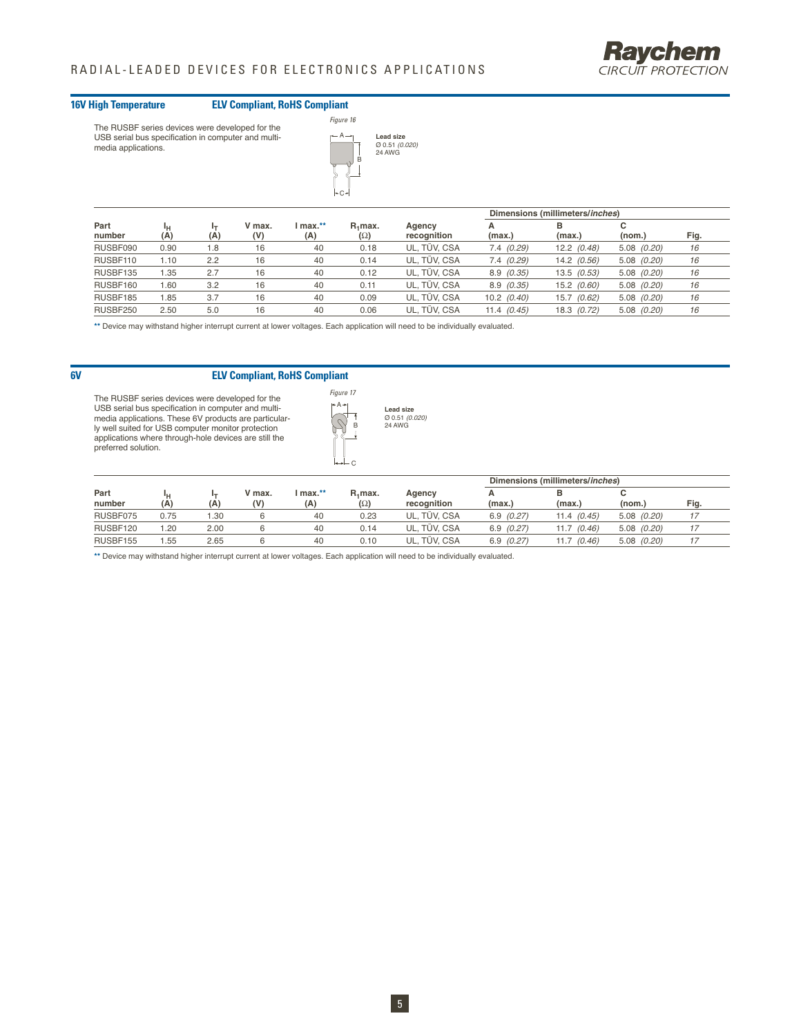## 16V High Temperature

**ELV Compliant, RoHS Compliant**

The RUSBF series devices were developed for the USB serial bus specification in computer and multi-media applications.

*Figure 16*

**Lead size**
Ø 0.51 *(0.020)*
24 AWG

| Part number | $I_H$ (A) | $I_T$ (A) | V max. (V) | I max.** (A) | $R_1$max. (Ω) | Agency recognition | Dimensions (millimeters/*inches*) A (max.) | B (max.) | C (nom.) | Fig. |
|---|---|---|---|---|---|---|---|---|---|---|
| RUSBF090 | 0.90 | 1.8 | 16 | 40 | 0.18 | UL, TÜV, CSA | 7.4 *(0.29)* | 12.2 *(0.48)* | 5.08 *(0.20)* | 16 |
| RUSBF110 | 1.10 | 2.2 | 16 | 40 | 0.14 | UL, TÜV, CSA | 7.4 *(0.29)* | 14.2 *(0.56)* | 5.08 *(0.20)* | 16 |
| RUSBF135 | 1.35 | 2.7 | 16 | 40 | 0.12 | UL, TÜV, CSA | 8.9 *(0.35)* | 13.5 *(0.53)* | 5.08 *(0.20)* | 16 |
| RUSBF160 | 1.60 | 3.2 | 16 | 40 | 0.11 | UL, TÜV, CSA | 8.9 *(0.35)* | 15.2 *(0.60)* | 5.08 *(0.20)* | 16 |
| RUSBF185 | 1.85 | 3.7 | 16 | 40 | 0.09 | UL, TÜV, CSA | 10.2 *(0.40)* | 15.7 *(0.62)* | 5.08 *(0.20)* | 16 |
| RUSBF250 | 2.50 | 5.0 | 16 | 40 | 0.06 | UL, TÜV, CSA | 11.4 *(0.45)* | 18.3 *(0.72)* | 5.08 *(0.20)* | 16 |

** Device may withstand higher interrupt current at lower voltages. Each application will need to be individually evaluated.

## 6V

**ELV Compliant, RoHS Compliant**

The RUSBF series devices were developed for the USB serial bus specification in computer and multi-media applications. These 6V products are particularly well suited for USB computer monitor protection applications where through-hole devices are still the preferred solution.

*Figure 17*

**Lead size**
Ø 0.51 *(0.020)*
24 AWG

| Part number | $I_H$ (A) | $I_T$ (A) | V max. (V) | I max.** (A) | $R_1$max. (Ω) | Agency recognition | Dimensions (millimeters/*inches*) A (max.) | B (max.) | C (nom.) | Fig. |
|---|---|---|---|---|---|---|---|---|---|---|
| RUSBF075 | 0.75 | 1.30 | 6 | 40 | 0.23 | UL, TÜV, CSA | 6.9 *(0.27)* | 11.4 *(0.45)* | 5.08 *(0.20)* | 17 |
| RUSBF120 | 1.20 | 2.00 | 6 | 40 | 0.14 | UL, TÜV, CSA | 6.9 *(0.27)* | 11.7 *(0.46)* | 5.08 *(0.20)* | 17 |
| RUSBF155 | 1.55 | 2.65 | 6 | 40 | 0.10 | UL, TÜV, CSA | 6.9 *(0.27)* | 11.7 *(0.46)* | 5.08 *(0.20)* | 17 |

** Device may withstand higher interrupt current at lower voltages. Each application will need to be individually evaluated.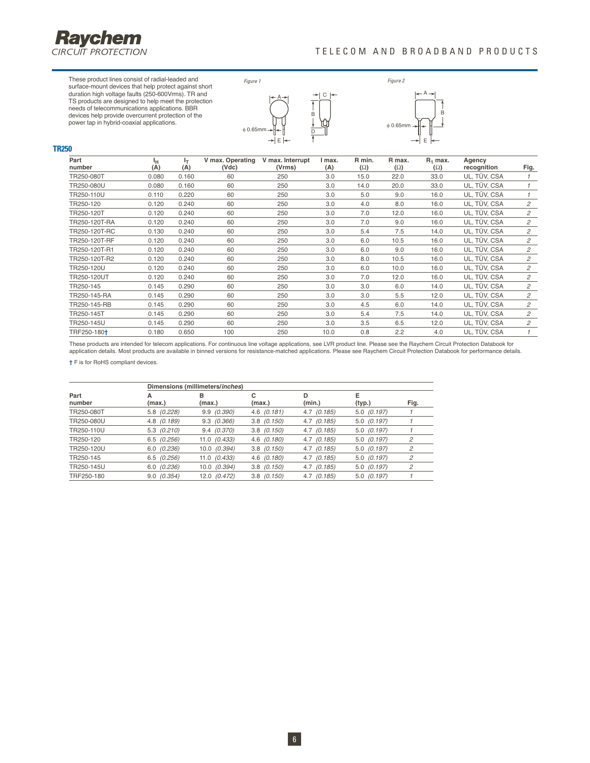These product lines consist of radial-leaded and surface-mount devices that help protect against short duration high voltage faults (250-600Vrms). TR and TS products are designed to help meet the protection needs of telecommunications applications. BBR devices help provide overcurrent protection of the power tap in hybrid-coaxial applications.

*Figure 1*

*Figure 2*

## TR250

| Part number | $I_H$ (A) | $I_T$ (A) | V max. Operating (Vdc) | V max. Interrupt (Vrms) | I max. (A) | R min. (Ω) | R max. (Ω) | $R_1$ max. (Ω) | Agency recognition | Fig. |
|---|---|---|---|---|---|---|---|---|---|---|
| TR250-080T | 0.080 | 0.160 | 60 | 250 | 3.0 | 15.0 | 22.0 | 33.0 | UL, TÜV, CSA | 1 |
| TR250-080U | 0.080 | 0.160 | 60 | 250 | 3.0 | 14.0 | 20.0 | 33.0 | UL, TÜV, CSA | 1 |
| TR250-110U | 0.110 | 0.220 | 60 | 250 | 3.0 | 5.0 | 9.0 | 16.0 | UL, TÜV, CSA | 1 |
| TR250-120 | 0.120 | 0.240 | 60 | 250 | 3.0 | 4.0 | 8.0 | 16.0 | UL, TÜV, CSA | 2 |
| TR250-120T | 0.120 | 0.240 | 60 | 250 | 3.0 | 7.0 | 12.0 | 16.0 | UL, TÜV, CSA | 2 |
| TR250-120T-RA | 0.120 | 0.240 | 60 | 250 | 3.0 | 7.0 | 9.0 | 16.0 | UL, TÜV, CSA | 2 |
| TR250-120T-RC | 0.130 | 0.240 | 60 | 250 | 3.0 | 5.4 | 7.5 | 14.0 | UL, TÜV, CSA | 2 |
| TR250-120T-RF | 0.120 | 0.240 | 60 | 250 | 3.0 | 6.0 | 10.5 | 16.0 | UL, TÜV, CSA | 2 |
| TR250-120T-R1 | 0.120 | 0.240 | 60 | 250 | 3.0 | 6.0 | 9.0 | 16.0 | UL, TÜV, CSA | 2 |
| TR250-120T-R2 | 0.120 | 0.240 | 60 | 250 | 3.0 | 8.0 | 10.5 | 16.0 | UL, TÜV, CSA | 2 |
| TR250-120U | 0.120 | 0.240 | 60 | 250 | 3.0 | 6.0 | 10.0 | 16.0 | UL, TÜV, CSA | 2 |
| TR250-120UT | 0.120 | 0.240 | 60 | 250 | 3.0 | 7.0 | 12.0 | 16.0 | UL, TÜV, CSA | 2 |
| TR250-145 | 0.145 | 0.290 | 60 | 250 | 3.0 | 3.0 | 6.0 | 14.0 | UL, TÜV, CSA | 2 |
| TR250-145-RA | 0.145 | 0.290 | 60 | 250 | 3.0 | 3.0 | 5.5 | 12.0 | UL, TÜV, CSA | 2 |
| TR250-145-RB | 0.145 | 0.290 | 60 | 250 | 3.0 | 4.5 | 6.0 | 14.0 | UL, TÜV, CSA | 2 |
| TR250-145T | 0.145 | 0.290 | 60 | 250 | 3.0 | 5.4 | 7.5 | 14.0 | UL, TÜV, CSA | 2 |
| TR250-145U | 0.145 | 0.290 | 60 | 250 | 3.0 | 3.5 | 6.5 | 12.0 | UL, TÜV, CSA | 2 |
| TRF250-180† | 0.180 | 0.650 | 100 | 250 | 10.0 | 0.8 | 2.2 | 4.0 | UL, TÜV, CSA | 1 |

These products are intended for telecom applications. For continuous line voltage applications, see LVR product line. Please see the Raychem Circuit Protection Databook for application details. Most products are available in binned versions for resistance-matched applications. Please see Raychem Circuit Protection Databook for performance details.

† F is for RoHS compliant devices.

| Part number | Dimensions (millimeters/*inches*) A (max.) | B (max.) | C (max.) | D (min.) | E (typ.) | Fig. |
|---|---|---|---|---|---|---|
| TR250-080T | 5.8 *(0.228)* | 9.9 *(0.390)* | 4.6 *(0.181)* | 4.7 *(0.185)* | 5.0 *(0.197)* | 1 |
| TR250-080U | 4.8 *(0.189)* | 9.3 *(0.366)* | 3.8 *(0.150)* | 4.7 *(0.185)* | 5.0 *(0.197)* | 1 |
| TR250-110U | 5.3 *(0.210)* | 9.4 *(0.370)* | 3.8 *(0.150)* | 4.7 *(0.185)* | 5.0 *(0.197)* | 1 |
| TR250-120 | 6.5 *(0.256)* | 11.0 *(0.433)* | 4.6 *(0.180)* | 4.7 *(0.185)* | 5.0 *(0.197)* | 2 |
| TR250-120U | 6.0 *(0.236)* | 10.0 *(0.394)* | 3.8 *(0.150)* | 4.7 *(0.185)* | 5.0 *(0.197)* | 2 |
| TR250-145 | 6.5 *(0.256)* | 11.0 *(0.433)* | 4.6 *(0.180)* | 4.7 *(0.185)* | 5.0 *(0.197)* | 2 |
| TR250-145U | 6.0 *(0.236)* | 10.0 *(0.394)* | 3.8 *(0.150)* | 4.7 *(0.185)* | 5.0 *(0.197)* | 2 |
| TRF250-180 | 9.0 *(0.354)* | 12.0 *(0.472)* | 3.8 *(0.150)* | 4.7 *(0.185)* | 5.0 *(0.197)* | 1 |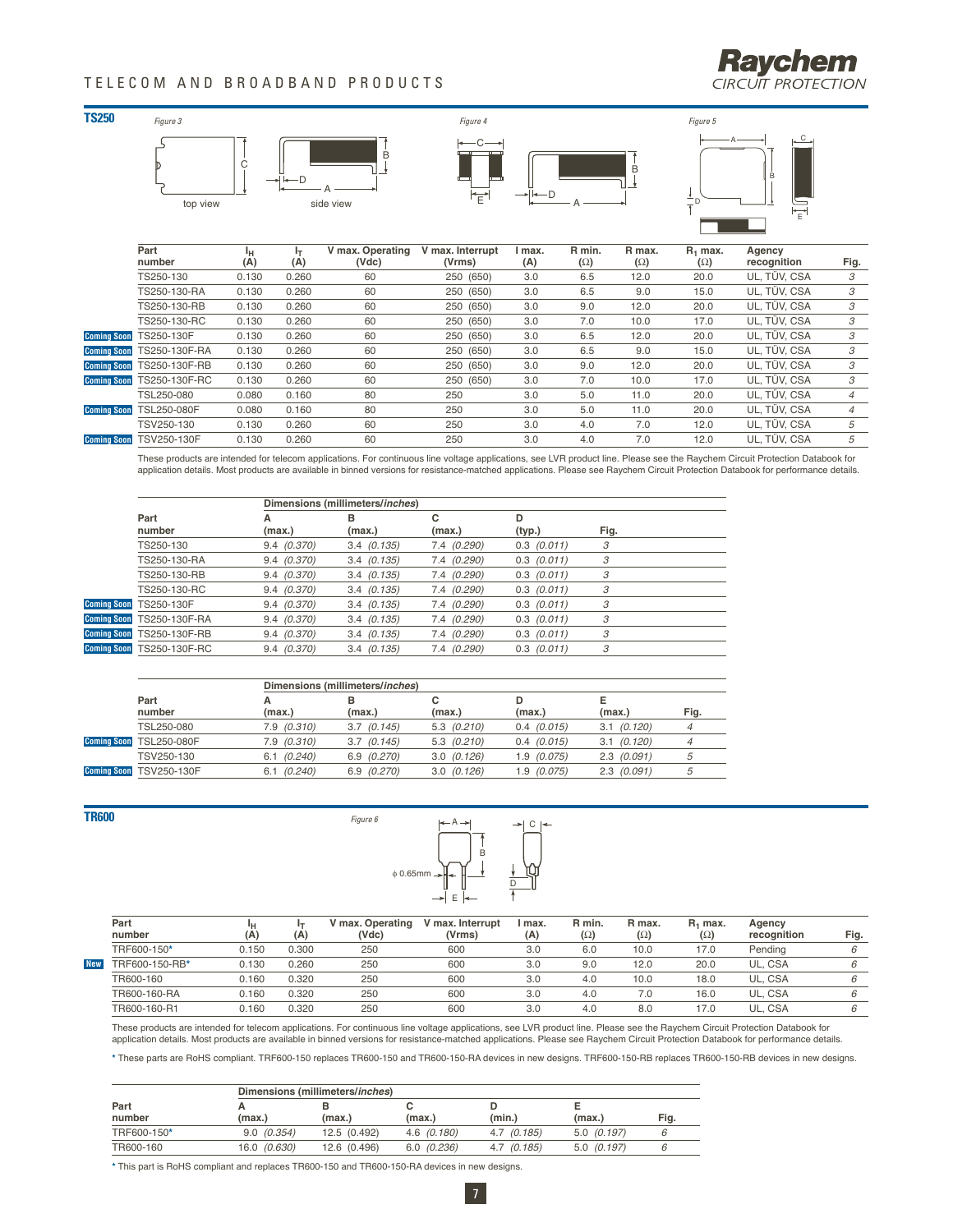## TS250

Figure 3 — top view, side view

Figure 4

Figure 5

| | Part number | $I_H$ (A) | $I_T$ (A) | V max. Operating (Vdc) | V max. Interrupt (Vrms) | I max. (A) | R min. (Ω) | R max. (Ω) | $R_1$ max. (Ω) | Agency recognition | Fig. |
|---|---|---|---|---|---|---|---|---|---|---|---|
| | TS250-130 | 0.130 | 0.260 | 60 | 250 (650) | 3.0 | 6.5 | 12.0 | 20.0 | UL, TÜV, CSA | 3 |
| | TS250-130-RA | 0.130 | 0.260 | 60 | 250 (650) | 3.0 | 6.5 | 9.0 | 15.0 | UL, TÜV, CSA | 3 |
| | TS250-130-RB | 0.130 | 0.260 | 60 | 250 (650) | 3.0 | 9.0 | 12.0 | 20.0 | UL, TÜV, CSA | 3 |
| | TS250-130-RC | 0.130 | 0.260 | 60 | 250 (650) | 3.0 | 7.0 | 10.0 | 17.0 | UL, TÜV, CSA | 3 |
| Coming Soon | TS250-130F | 0.130 | 0.260 | 60 | 250 (650) | 3.0 | 6.5 | 12.0 | 20.0 | UL, TÜV, CSA | 3 |
| Coming Soon | TS250-130F-RA | 0.130 | 0.260 | 60 | 250 (650) | 3.0 | 6.5 | 9.0 | 15.0 | UL, TÜV, CSA | 3 |
| Coming Soon | TS250-130F-RB | 0.130 | 0.260 | 60 | 250 (650) | 3.0 | 9.0 | 12.0 | 20.0 | UL, TÜV, CSA | 3 |
| Coming Soon | TS250-130F-RC | 0.130 | 0.260 | 60 | 250 (650) | 3.0 | 7.0 | 10.0 | 17.0 | UL, TÜV, CSA | 3 |
| | TSL250-080 | 0.080 | 0.160 | 80 | 250 | 3.0 | 5.0 | 11.0 | 20.0 | UL, TÜV, CSA | 4 |
| Coming Soon | TSL250-080F | 0.080 | 0.160 | 80 | 250 | 3.0 | 5.0 | 11.0 | 20.0 | UL, TÜV, CSA | 4 |
| | TSV250-130 | 0.130 | 0.260 | 60 | 250 | 3.0 | 4.0 | 7.0 | 12.0 | UL, TÜV, CSA | 5 |
| Coming Soon | TSV250-130F | 0.130 | 0.260 | 60 | 250 | 3.0 | 4.0 | 7.0 | 12.0 | UL, TÜV, CSA | 5 |

These products are intended for telecom applications. For continuous line voltage applications, see LVR product line. Please see the Raychem Circuit Protection Databook for application details. Most products are available in binned versions for resistance-matched applications. Please see Raychem Circuit Protection Databook for performance details.

| | Part number | Dimensions (millimeters/*inches*) A (max.) | B (max.) | C (max.) | D (typ.) | Fig. |
|---|---|---|---|---|---|---|
| | TS250-130 | 9.4 *(0.370)* | 3.4 *(0.135)* | 7.4 *(0.290)* | 0.3 *(0.011)* | 3 |
| | TS250-130-RA | 9.4 *(0.370)* | 3.4 *(0.135)* | 7.4 *(0.290)* | 0.3 *(0.011)* | 3 |
| | TS250-130-RB | 9.4 *(0.370)* | 3.4 *(0.135)* | 7.4 *(0.290)* | 0.3 *(0.011)* | 3 |
| | TS250-130-RC | 9.4 *(0.370)* | 3.4 *(0.135)* | 7.4 *(0.290)* | 0.3 *(0.011)* | 3 |
| Coming Soon | TS250-130F | 9.4 *(0.370)* | 3.4 *(0.135)* | 7.4 *(0.290)* | 0.3 *(0.011)* | 3 |
| Coming Soon | TS250-130F-RA | 9.4 *(0.370)* | 3.4 *(0.135)* | 7.4 *(0.290)* | 0.3 *(0.011)* | 3 |
| Coming Soon | TS250-130F-RB | 9.4 *(0.370)* | 3.4 *(0.135)* | 7.4 *(0.290)* | 0.3 *(0.011)* | 3 |
| Coming Soon | TS250-130F-RC | 9.4 *(0.370)* | 3.4 *(0.135)* | 7.4 *(0.290)* | 0.3 *(0.011)* | 3 |

| | Part number | Dimensions (millimeters/*inches*) A (max.) | B (max.) | C (max.) | D (max.) | E (max.) | Fig. |
|---|---|---|---|---|---|---|---|
| | TSL250-080 | 7.9 *(0.310)* | 3.7 *(0.145)* | 5.3 *(0.210)* | 0.4 *(0.015)* | 3.1 *(0.120)* | 4 |
| Coming Soon | TSL250-080F | 7.9 *(0.310)* | 3.7 *(0.145)* | 5.3 *(0.210)* | 0.4 *(0.015)* | 3.1 *(0.120)* | 4 |
| | TSV250-130 | 6.1 *(0.240)* | 6.9 *(0.270)* | 3.0 *(0.126)* | 1.9 *(0.075)* | 2.3 *(0.091)* | 5 |
| Coming Soon | TSV250-130F | 6.1 *(0.240)* | 6.9 *(0.270)* | 3.0 *(0.126)* | 1.9 *(0.075)* | 2.3 *(0.091)* | 5 |

## TR600

Figure 6

| | Part number | $I_H$ (A) | $I_T$ (A) | V max. Operating (Vdc) | V max. Interrupt (Vrms) | I max. (A) | R min. (Ω) | R max. (Ω) | $R_1$ max. (Ω) | Agency recognition | Fig. |
|---|---|---|---|---|---|---|---|---|---|---|---|
| | TRF600-150* | 0.150 | 0.300 | 250 | 600 | 3.0 | 6.0 | 10.0 | 17.0 | Pending | 6 |
| New | TRF600-150-RB* | 0.130 | 0.260 | 250 | 600 | 3.0 | 9.0 | 12.0 | 20.0 | UL, CSA | 6 |
| | TR600-160 | 0.160 | 0.320 | 250 | 600 | 3.0 | 4.0 | 10.0 | 18.0 | UL, CSA | 6 |
| | TR600-160-RA | 0.160 | 0.320 | 250 | 600 | 3.0 | 4.0 | 7.0 | 16.0 | UL, CSA | 6 |
| | TR600-160-R1 | 0.160 | 0.320 | 250 | 600 | 3.0 | 4.0 | 8.0 | 17.0 | UL, CSA | 6 |

These products are intended for telecom applications. For continuous line voltage applications, see LVR product line. Please see the Raychem Circuit Protection Databook for application details. Most products are available in binned versions for resistance-matched applications. Please see Raychem Circuit Protection Databook for performance details.

\* These parts are RoHS compliant. TRF600-150 replaces TR600-150 and TR600-150-RA devices in new designs. TRF600-150-RB replaces TR600-150-RB devices in new designs.

| Part number | Dimensions (millimeters/*inches*) A (max.) | B (max.) | C (max.) | D (min.) | E (max.) | Fig. |
|---|---|---|---|---|---|---|
| TRF600-150* | 9.0 *(0.354)* | 12.5 (0.492) | 4.6 *(0.180)* | 4.7 *(0.185)* | 5.0 *(0.197)* | 6 |
| TR600-160 | 16.0 *(0.630)* | 12.6 (0.496) | 6.0 *(0.236)* | 4.7 *(0.185)* | 5.0 *(0.197)* | 6 |

\* This part is RoHS compliant and replaces TR600-150 and TR600-150-RA devices in new designs.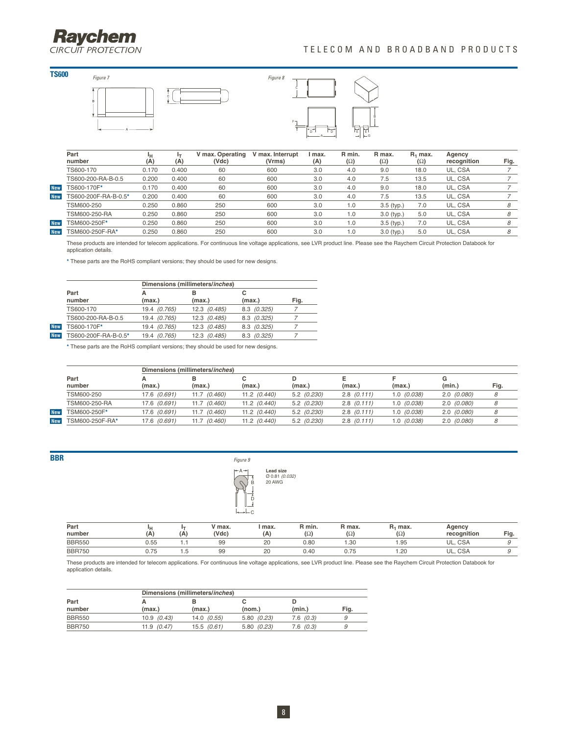## TS600

*Figure 7*

*Figure 8*

| | Part number | $I_H$ (A) | $I_T$ (A) | V max. Operating (Vdc) | V max. Interrupt (Vrms) | I max. (A) | R min. (Ω) | R max. (Ω) | $R_1$ max. (Ω) | Agency recognition | Fig. |
|---|---|---|---|---|---|---|---|---|---|---|---|
| | TS600-170 | 0.170 | 0.400 | 60 | 600 | 3.0 | 4.0 | 9.0 | 18.0 | UL, CSA | 7 |
| | TS600-200-RA-B-0.5 | 0.200 | 0.400 | 60 | 600 | 3.0 | 4.0 | 7.5 | 13.5 | UL, CSA | 7 |
| New | TS600-170F* | 0.170 | 0.400 | 60 | 600 | 3.0 | 4.0 | 9.0 | 18.0 | UL, CSA | 7 |
| New | TS600-200F-RA-B-0.5* | 0.200 | 0.400 | 60 | 600 | 3.0 | 4.0 | 7.5 | 13.5 | UL, CSA | 7 |
| | TSM600-250 | 0.250 | 0.860 | 250 | 600 | 3.0 | 1.0 | 3.5 (typ.) | 7.0 | UL, CSA | 8 |
| | TSM600-250-RA | 0.250 | 0.860 | 250 | 600 | 3.0 | 1.0 | 3.0 (typ.) | 5.0 | UL, CSA | 8 |
| New | TSM600-250F* | 0.250 | 0.860 | 250 | 600 | 3.0 | 1.0 | 3.5 (typ.) | 7.0 | UL, CSA | 8 |
| New | TSM600-250F-RA* | 0.250 | 0.860 | 250 | 600 | 3.0 | 1.0 | 3.0 (typ.) | 5.0 | UL, CSA | 8 |

These products are intended for telecom applications. For continuous line voltage applications, see LVR product line. Please see the Raychem Circuit Protection Databook for application details.

* These parts are the RoHS compliant versions; they should be used for new designs.

| | Part number | Dimensions (millimeters/*inches*) A (max.) | B (max.) | C (max.) | Fig. |
|---|---|---|---|---|---|
| | TS600-170 | 19.4 *(0.765)* | 12.3 *(0.485)* | 8.3 *(0.325)* | 7 |
| | TS600-200-RA-B-0.5 | 19.4 *(0.765)* | 12.3 *(0.485)* | 8.3 *(0.325)* | 7 |
| New | TS600-170F* | 19.4 *(0.765)* | 12.3 *(0.485)* | 8.3 *(0.325)* | 7 |
| New | TS600-200F-RA-B-0.5* | 19.4 *(0.765)* | 12.3 *(0.485)* | 8.3 *(0.325)* | 7 |

* These parts are the RoHS compliant versions; they should be used for new designs.

| | Part number | Dimensions (millimeters/*inches*) A (max.) | B (max.) | C (max.) | D (max.) | E (max.) | F (max.) | G (min.) | Fig. |
|---|---|---|---|---|---|---|---|---|---|
| | TSM600-250 | 17.6 *(0.691)* | 11.7 *(0.460)* | 11.2 *(0.440)* | 5.2 *(0.230)* | 2.8 *(0.111)* | 1.0 *(0.038)* | 2.0 *(0.080)* | 8 |
| | TSM600-250-RA | 17.6 *(0.691)* | 11.7 *(0.460)* | 11.2 *(0.440)* | 5.2 *(0.230)* | 2.8 *(0.111)* | 1.0 *(0.038)* | 2.0 *(0.080)* | 8 |
| New | TSM600-250F* | 17.6 *(0.691)* | 11.7 *(0.460)* | 11.2 *(0.440)* | 5.2 *(0.230)* | 2.8 *(0.111)* | 1.0 *(0.038)* | 2.0 *(0.080)* | 8 |
| New | TSM600-250F-RA* | 17.6 *(0.691)* | 11.7 *(0.460)* | 11.2 *(0.440)* | 5.2 *(0.230)* | 2.8 *(0.111)* | 1.0 *(0.038)* | 2.0 *(0.080)* | 8 |

## BBR

*Figure 9*

**Lead size**
Ø 0.81 *(0.032)*
20 AWG

| Part number | $I_H$ (A) | $I_T$ (A) | V max. (Vdc) | I max. (A) | R min. (Ω) | R max. (Ω) | $R_1$ max. (Ω) | Agency recognition | Fig. |
|---|---|---|---|---|---|---|---|---|---|
| BBR550 | 0.55 | 1.1 | 99 | 20 | 0.80 | 1.30 | 1.95 | UL, CSA | 9 |
| BBR750 | 0.75 | 1.5 | 99 | 20 | 0.40 | 0.75 | 1.20 | UL, CSA | 9 |

These products are intended for telecom applications. For continuous line voltage applications, see LVR product line. Please see the Raychem Circuit Protection Databook for application details.

| Part number | Dimensions (millimeters/*inches*) A (max.) | B (max.) | C (nom.) | D (min.) | Fig. |
|---|---|---|---|---|---|
| BBR550 | 10.9 *(0.43)* | 14.0 *(0.55)* | 5.80 *(0.23)* | 7.6 *(0.3)* | 9 |
| BBR750 | 11.9 *(0.47)* | 15.5 *(0.61)* | 5.80 *(0.23)* | 7.6 *(0.3)* | 9 |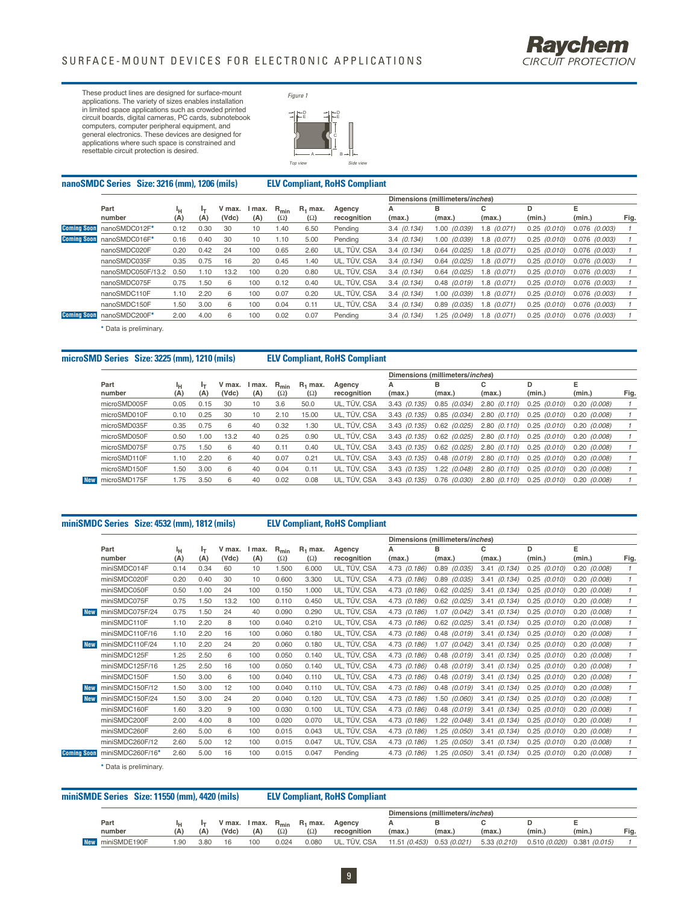# SURFACE-MOUNT DEVICES FOR ELECTRONIC APPLICATIONS

These product lines are designed for surface-mount applications. The variety of sizes enables installation in limited space applications such as crowded printed circuit boards, digital cameras, PC cards, subnotebook computers, computer peripheral equipment, and general electronics. These devices are designed for applications where such space is constrained and resettable circuit protection is desired.

*Figure 1*

*Top view* *Side view*

## nanoSMDC Series Size: 3216 (mm), 1206 (mils) — ELV Compliant, RoHS Compliant

| | Part number | $I_H$ (A) | $I_T$ (A) | V max. (Vdc) | I max. (A) | $R_{min}$ (Ω) | $R_1$ max. (Ω) | Agency recognition | A (max.) | B (max.) | C (max.) | D (min.) | E (min.) | Fig. |
|---|---|---|---|---|---|---|---|---|---|---|---|---|---|---|
| Coming Soon | nanoSMDC012F* | 0.12 | 0.30 | 30 | 10 | 1.40 | 6.50 | Pending | 3.4 *(0.134)* | 1.00 *(0.039)* | 1.8 *(0.071)* | 0.25 *(0.010)* | 0.076 *(0.003)* | 1 |
| Coming Soon | nanoSMDC016F* | 0.16 | 0.40 | 30 | 10 | 1.10 | 5.00 | Pending | 3.4 *(0.134)* | 1.00 *(0.039)* | 1.8 *(0.071)* | 0.25 *(0.010)* | 0.076 *(0.003)* | 1 |
| | nanoSMDC020F | 0.20 | 0.42 | 24 | 100 | 0.65 | 2.60 | UL, TÜV, CSA | 3.4 *(0.134)* | 0.64 *(0.025)* | 1.8 *(0.071)* | 0.25 *(0.010)* | 0.076 *(0.003)* | 1 |
| | nanoSMDC035F | 0.35 | 0.75 | 16 | 20 | 0.45 | 1.40 | UL, TÜV, CSA | 3.4 *(0.134)* | 0.64 *(0.025)* | 1.8 *(0.071)* | 0.25 *(0.010)* | 0.076 *(0.003)* | 1 |
| | nanoSMDC050F/13.2 | 0.50 | 1.10 | 13.2 | 100 | 0.20 | 0.80 | UL, TÜV, CSA | 3.4 *(0.134)* | 0.64 *(0.025)* | 1.8 *(0.071)* | 0.25 *(0.010)* | 0.076 *(0.003)* | 1 |
| | nanoSMDC075F | 0.75 | 1.50 | 6 | 100 | 0.12 | 0.40 | UL, TÜV, CSA | 3.4 *(0.134)* | 0.48 *(0.019)* | 1.8 *(0.071)* | 0.25 *(0.010)* | 0.076 *(0.003)* | 1 |
| | nanoSMDC110F | 1.10 | 2.20 | 6 | 100 | 0.07 | 0.20 | UL, TÜV, CSA | 3.4 *(0.134)* | 1.00 *(0.039)* | 1.8 *(0.071)* | 0.25 *(0.010)* | 0.076 *(0.003)* | 1 |
| | nanoSMDC150F | 1.50 | 3.00 | 6 | 100 | 0.04 | 0.11 | UL, TÜV, CSA | 3.4 *(0.134)* | 0.89 *(0.035)* | 1.8 *(0.071)* | 0.25 *(0.010)* | 0.076 *(0.003)* | 1 |
| Coming Soon | nanoSMDC200F* | 2.00 | 4.00 | 6 | 100 | 0.02 | 0.07 | Pending | 3.4 *(0.134)* | 1.25 *(0.049)* | 1.8 *(0.071)* | 0.25 *(0.010)* | 0.076 *(0.003)* | 1 |

Dimensions (millimeters/*inches*)

\* Data is preliminary.

## microSMD Series Size: 3225 (mm), 1210 (mils) — ELV Compliant, RoHS Compliant

| | Part number | $I_H$ (A) | $I_T$ (A) | V max. (Vdc) | I max. (A) | $R_{min}$ (Ω) | $R_1$ max. (Ω) | Agency recognition | A (max.) | B (max.) | C (max.) | D (min.) | E (min.) | Fig. |
|---|---|---|---|---|---|---|---|---|---|---|---|---|---|---|
| | microSMD005F | 0.05 | 0.15 | 30 | 10 | 3.6 | 50.0 | UL, TÜV, CSA | 3.43 *(0.135)* | 0.85 *(0.034)* | 2.80 *(0.110)* | 0.25 *(0.010)* | 0.20 *(0.008)* | 1 |
| | microSMD010F | 0.10 | 0.25 | 30 | 10 | 2.10 | 15.00 | UL, TÜV, CSA | 3.43 *(0.135)* | 0.85 *(0.034)* | 2.80 *(0.110)* | 0.25 *(0.010)* | 0.20 *(0.008)* | 1 |
| | microSMD035F | 0.35 | 0.75 | 6 | 40 | 0.32 | 1.30 | UL, TÜV, CSA | 3.43 *(0.135)* | 0.62 *(0.025)* | 2.80 *(0.110)* | 0.25 *(0.010)* | 0.20 *(0.008)* | 1 |
| | microSMD050F | 0.50 | 1.00 | 13.2 | 40 | 0.25 | 0.90 | UL, TÜV, CSA | 3.43 *(0.135)* | 0.62 *(0.025)* | 2.80 *(0.110)* | 0.25 *(0.010)* | 0.20 *(0.008)* | 1 |
| | microSMD075F | 0.75 | 1.50 | 6 | 40 | 0.11 | 0.40 | UL, TÜV, CSA | 3.43 *(0.135)* | 0.62 *(0.025)* | 2.80 *(0.110)* | 0.25 *(0.010)* | 0.20 *(0.008)* | 1 |
| | microSMD110F | 1.10 | 2.20 | 6 | 40 | 0.07 | 0.21 | UL, TÜV, CSA | 3.43 *(0.135)* | 0.48 *(0.019)* | 2.80 *(0.110)* | 0.25 *(0.010)* | 0.20 *(0.008)* | 1 |
| | microSMD150F | 1.50 | 3.00 | 6 | 40 | 0.04 | 0.11 | UL, TÜV, CSA | 3.43 *(0.135)* | 1.22 *(0.048)* | 2.80 *(0.110)* | 0.25 *(0.010)* | 0.20 *(0.008)* | 1 |
| New | microSMD175F | 1.75 | 3.50 | 6 | 40 | 0.02 | 0.08 | UL, TÜV, CSA | 3.43 *(0.135)* | 0.76 *(0.030)* | 2.80 *(0.110)* | 0.25 *(0.010)* | 0.20 *(0.008)* | 1 |

Dimensions (millimeters/*inches*)

## miniSMDC Series Size: 4532 (mm), 1812 (mils) — ELV Compliant, RoHS Compliant

| | Part number | $I_H$ (A) | $I_T$ (A) | V max. (Vdc) | I max. (A) | $R_{min}$ (Ω) | $R_1$ max. (Ω) | Agency recognition | A (max.) | B (max.) | C (max.) | D (min.) | E (min.) | Fig. |
|---|---|---|---|---|---|---|---|---|---|---|---|---|---|---|
| | miniSMDC014F | 0.14 | 0.34 | 60 | 10 | 1.500 | 6.000 | UL, TÜV, CSA | 4.73 *(0.186)* | 0.89 *(0.035)* | 3.41 *(0.134)* | 0.25 *(0.010)* | 0.20 *(0.008)* | 1 |
| | miniSMDC020F | 0.20 | 0.40 | 30 | 10 | 0.600 | 3.300 | UL, TÜV, CSA | 4.73 *(0.186)* | 0.89 *(0.035)* | 3.41 *(0.134)* | 0.25 *(0.010)* | 0.20 *(0.008)* | 1 |
| | miniSMDC050F | 0.50 | 1.00 | 24 | 100 | 0.150 | 1.000 | UL, TÜV, CSA | 4.73 *(0.186)* | 0.62 *(0.025)* | 3.41 *(0.134)* | 0.25 *(0.010)* | 0.20 *(0.008)* | 1 |
| | miniSMDC075F | 0.75 | 1.50 | 13.2 | 100 | 0.110 | 0.450 | UL, TÜV, CSA | 4.73 *(0.186)* | 0.62 *(0.025)* | 3.41 *(0.134)* | 0.25 *(0.010)* | 0.20 *(0.008)* | 1 |
| New | miniSMDC075F/24 | 0.75 | 1.50 | 24 | 40 | 0.090 | 0.290 | UL, TÜV, CSA | 4.73 *(0.186)* | 1.07 *(0.042)* | 3.41 *(0.134)* | 0.25 *(0.010)* | 0.20 *(0.008)* | 1 |
| | miniSMDC110F | 1.10 | 2.20 | 8 | 100 | 0.040 | 0.210 | UL, TÜV, CSA | 4.73 *(0.186)* | 0.62 *(0.025)* | 3.41 *(0.134)* | 0.25 *(0.010)* | 0.20 *(0.008)* | 1 |
| | miniSMDC110F/16 | 1.10 | 2.20 | 16 | 100 | 0.060 | 0.180 | UL, TÜV, CSA | 4.73 *(0.186)* | 0.48 *(0.019)* | 3.41 *(0.134)* | 0.25 *(0.010)* | 0.20 *(0.008)* | 1 |
| New | miniSMDC110F/24 | 1.10 | 2.20 | 24 | 20 | 0.060 | 0.180 | UL, TÜV, CSA | 4.73 *(0.186)* | 1.07 *(0.042)* | 3.41 *(0.134)* | 0.25 *(0.010)* | 0.20 *(0.008)* | 1 |
| | miniSMDC125F | 1.25 | 2.50 | 6 | 100 | 0.050 | 0.140 | UL, TÜV, CSA | 4.73 *(0.186)* | 0.48 *(0.019)* | 3.41 *(0.134)* | 0.25 *(0.010)* | 0.20 *(0.008)* | 1 |
| | miniSMDC125F/16 | 1.25 | 2.50 | 16 | 100 | 0.050 | 0.140 | UL, TÜV, CSA | 4.73 *(0.186)* | 0.48 *(0.019)* | 3.41 *(0.134)* | 0.25 *(0.010)* | 0.20 *(0.008)* | 1 |
| | miniSMDC150F | 1.50 | 3.00 | 6 | 100 | 0.040 | 0.110 | UL, TÜV, CSA | 4.73 *(0.186)* | 0.48 *(0.019)* | 3.41 *(0.134)* | 0.25 *(0.010)* | 0.20 *(0.008)* | 1 |
| New | miniSMDC150F/12 | 1.50 | 3.00 | 12 | 100 | 0.040 | 0.110 | UL, TÜV, CSA | 4.73 *(0.186)* | 0.48 *(0.019)* | 3.41 *(0.134)* | 0.25 *(0.010)* | 0.20 *(0.008)* | 1 |
| New | miniSMDC150F/24 | 1.50 | 3.00 | 24 | 20 | 0.040 | 0.120 | UL, TÜV, CSA | 4.73 *(0.186)* | 1.50 *(0.060)* | 3.41 *(0.134)* | 0.25 *(0.010)* | 0.20 *(0.008)* | 1 |
| | miniSMDC160F | 1.60 | 3.20 | 9 | 100 | 0.030 | 0.100 | UL, TÜV, CSA | 4.73 *(0.186)* | 0.48 *(0.019)* | 3.41 *(0.134)* | 0.25 *(0.010)* | 0.20 *(0.008)* | 1 |
| | miniSMDC200F | 2.00 | 4.00 | 8 | 100 | 0.020 | 0.070 | UL, TÜV, CSA | 4.73 *(0.186)* | 1.22 *(0.048)* | 3.41 *(0.134)* | 0.25 *(0.010)* | 0.20 *(0.008)* | 1 |
| | miniSMDC260F | 2.60 | 5.00 | 6 | 100 | 0.015 | 0.043 | UL, TÜV, CSA | 4.73 *(0.186)* | 1.25 *(0.050)* | 3.41 *(0.134)* | 0.25 *(0.010)* | 0.20 *(0.008)* | 1 |
| | miniSMDC260F/12 | 2.60 | 5.00 | 12 | 100 | 0.015 | 0.047 | UL, TÜV, CSA | 4.73 *(0.186)* | 1.25 *(0.050)* | 3.41 *(0.134)* | 0.25 *(0.010)* | 0.20 *(0.008)* | 1 |
| Coming Soon | miniSMDC260F/16* | 2.60 | 5.00 | 16 | 100 | 0.015 | 0.047 | Pending | 4.73 *(0.186)* | 1.25 *(0.050)* | 3.41 *(0.134)* | 0.25 *(0.010)* | 0.20 *(0.008)* | 1 |

Dimensions (millimeters/*inches*)

\* Data is preliminary.

## miniSMDE Series Size: 11550 (mm), 4420 (mils) — ELV Compliant, RoHS Compliant

| | Part number | $I_H$ (A) | $I_T$ (A) | V max. (Vdc) | I max. (A) | $R_{min}$ (Ω) | $R_1$ max. (Ω) | Agency recognition | A (max.) | B (max.) | C (max.) | D (min.) | E (min.) | Fig. |
|---|---|---|---|---|---|---|---|---|---|---|---|---|---|---|
| New | miniSMDE190F | 1.90 | 3.80 | 16 | 100 | 0.024 | 0.080 | UL, TÜV, CSA | 11.51 *(0.453)* | 0.53 *(0.021)* | 5.33 *(0.210)* | 0.510 *(0.020)* | 0.381 *(0.015)* | 1 |

Dimensions (millimeters/*inches*)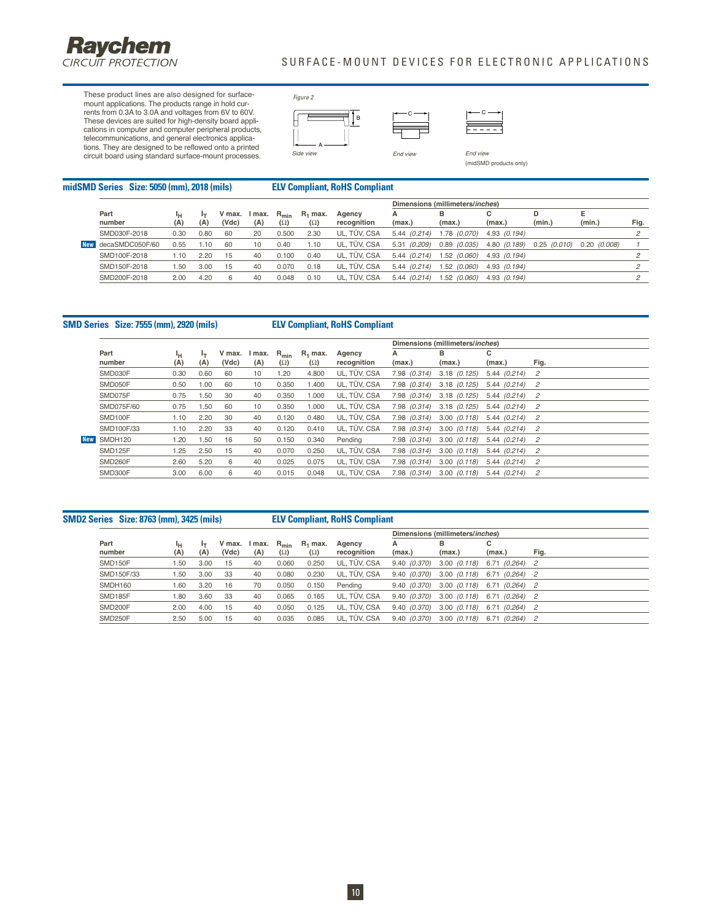These product lines are also designed for surface-mount applications. The products range in hold currents from 0.3A to 3.0A and voltages from 6V to 60V. These devices are suited for high-density board applications in computer and computer peripheral products, telecommunications, and general electronics applications. They are designed to be reflowed onto a printed circuit board using standard surface-mount processes.

*Figure 2*

*Side view* — *End view* — *End view* (midSMD products only)

## midSMD Series Size: 5050 (mm), 2018 (mils) — ELV Compliant, RoHS Compliant

| | Part number | $I_H$ (A) | $I_T$ (A) | V max. (Vdc) | I max. (A) | $R_{min}$ (Ω) | $R_1$ max. (Ω) | Agency recognition | Dimensions (millimeters/*inches*) A (max.) | B (max.) | C (max.) | D (min.) | E (min.) | Fig. |
|---|---|---|---|---|---|---|---|---|---|---|---|---|---|---|
| | SMD030F-2018 | 0.30 | 0.80 | 60 | 20 | 0.500 | 2.30 | UL, TÜV, CSA | 5.44 *(0.214)* | 1.78 *(0.070)* | 4.93 *(0.194)* | | | *2* |
| New | decaSMDC050F/60 | 0.55 | 1.10 | 60 | 10 | 0.40 | 1.10 | UL, TÜV, CSA | 5.31 *(0.209)* | 0.89 *(0.035)* | 4.80 *(0.189)* | 0.25 *(0.010)* | 0.20 *(0.008)* | *1* |
| | SMD100F-2018 | 1.10 | 2.20 | 15 | 40 | 0.100 | 0.40 | UL, TÜV, CSA | 5.44 *(0.214)* | 1.52 *(0.060)* | 4.93 *(0.194)* | | | *2* |
| | SMD150F-2018 | 1.50 | 3.00 | 15 | 40 | 0.070 | 0.18 | UL, TÜV, CSA | 5.44 *(0.214)* | 1.52 *(0.060)* | 4.93 *(0.194)* | | | *2* |
| | SMD200F-2018 | 2.00 | 4.20 | 6 | 40 | 0.048 | 0.10 | UL, TÜV, CSA | 5.44 *(0.214)* | 1.52 *(0.060)* | 4.93 *(0.194)* | | | *2* |

## SMD Series Size: 7555 (mm), 2920 (mils) — ELV Compliant, RoHS Compliant

| | Part number | $I_H$ (A) | $I_T$ (A) | V max. (Vdc) | I max. (A) | $R_{min}$ (Ω) | $R_1$ max. (Ω) | Agency recognition | Dimensions (millimeters/*inches*) A (max.) | B (max.) | C (max.) | Fig. |
|---|---|---|---|---|---|---|---|---|---|---|---|---|
| | SMD030F | 0.30 | 0.60 | 60 | 10 | 1.20 | 4.800 | UL, TÜV, CSA | 7.98 *(0.314)* | 3.18 *(0.125)* | 5.44 *(0.214)* | *2* |
| | SMD050F | 0.50 | 1.00 | 60 | 10 | 0.350 | 1.400 | UL, TÜV, CSA | 7.98 *(0.314)* | 3.18 *(0.125)* | 5.44 *(0.214)* | *2* |
| | SMD075F | 0.75 | 1.50 | 30 | 40 | 0.350 | 1.000 | UL, TÜV, CSA | 7.98 *(0.314)* | 3.18 *(0.125)* | 5.44 *(0.214)* | *2* |
| | SMD075F/60 | 0.75 | 1.50 | 60 | 10 | 0.350 | 1.000 | UL, TÜV, CSA | 7.98 *(0.314)* | 3.18 *(0.125)* | 5.44 *(0.214)* | *2* |
| | SMD100F | 1.10 | 2.20 | 30 | 40 | 0.120 | 0.480 | UL, TÜV, CSA | 7.98 *(0.314)* | 3.00 *(0.118)* | 5.44 *(0.214)* | *2* |
| | SMD100F/33 | 1.10 | 2.20 | 33 | 40 | 0.120 | 0.410 | UL, TÜV, CSA | 7.98 *(0.314)* | 3.00 *(0.118)* | 5.44 *(0.214)* | *2* |
| New | SMDH120 | 1.20 | 1.50 | 16 | 50 | 0.150 | 0.340 | Pending | 7.98 *(0.314)* | 3.00 *(0.118)* | 5.44 *(0.214)* | *2* |
| | SMD125F | 1.25 | 2.50 | 15 | 40 | 0.070 | 0.250 | UL, TÜV, CSA | 7.98 *(0.314)* | 3.00 *(0.118)* | 5.44 *(0.214)* | *2* |
| | SMD260F | 2.60 | 5.20 | 6 | 40 | 0.025 | 0.075 | UL, TÜV, CSA | 7.98 *(0.314)* | 3.00 *(0.118)* | 5.44 *(0.214)* | *2* |
| | SMD300F | 3.00 | 6.00 | 6 | 40 | 0.015 | 0.048 | UL, TÜV, CSA | 7.98 *(0.314)* | 3.00 *(0.118)* | 5.44 *(0.214)* | *2* |

## SMD2 Series Size: 8763 (mm), 3425 (mils) — ELV Compliant, RoHS Compliant

| Part number | $I_H$ (A) | $I_T$ (A) | V max. (Vdc) | I max. (A) | $R_{min}$ (Ω) | $R_1$ max. (Ω) | Agency recognition | Dimensions (millimeters/*inches*) A (max.) | B (max.) | C (max.) | Fig. |
|---|---|---|---|---|---|---|---|---|---|---|---|
| SMD150F | 1.50 | 3.00 | 15 | 40 | 0.060 | 0.250 | UL, TÜV, CSA | 9.40 *(0.370)* | 3.00 *(0.118)* | 6.71 *(0.264)* | *2* |
| SMD150F/33 | 1.50 | 3.00 | 33 | 40 | 0.080 | 0.230 | UL, TÜV, CSA | 9.40 *(0.370)* | 3.00 *(0.118)* | 6.71 *(0.264)* | *2* |
| SMDH160 | 1.60 | 3.20 | 16 | 70 | 0.050 | 0.150 | Pending | 9.40 *(0.370)* | 3.00 *(0.118)* | 6.71 *(0.264)* | *2* |
| SMD185F | 1.80 | 3.60 | 33 | 40 | 0.065 | 0.165 | UL, TÜV, CSA | 9.40 *(0.370)* | 3.00 *(0.118)* | 6.71 *(0.264)* | *2* |
| SMD200F | 2.00 | 4.00 | 15 | 40 | 0.050 | 0.125 | UL, TÜV, CSA | 9.40 *(0.370)* | 3.00 *(0.118)* | 6.71 *(0.264)* | *2* |
| SMD250F | 2.50 | 5.00 | 15 | 40 | 0.035 | 0.085 | UL, TÜV, CSA | 9.40 *(0.370)* | 3.00 *(0.118)* | 6.71 *(0.264)* | *2* |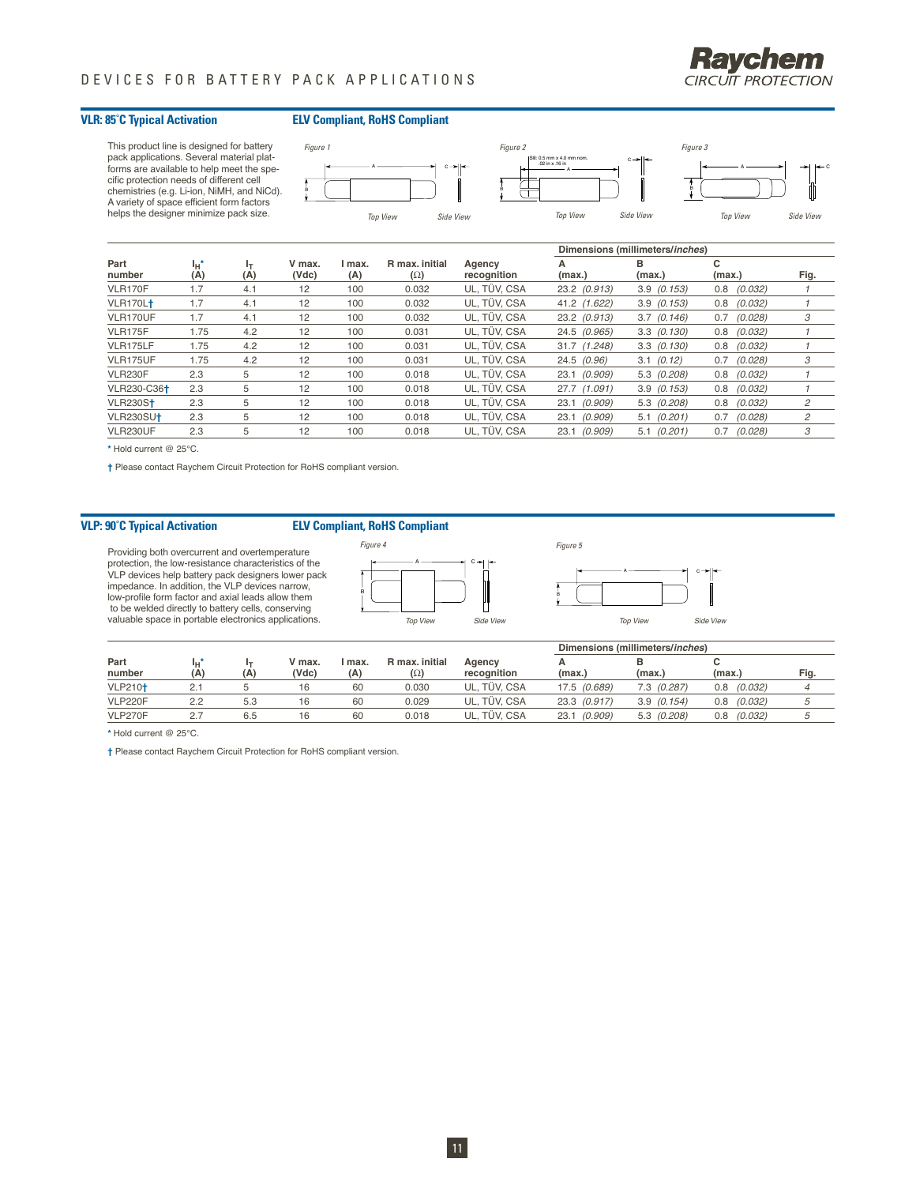## VLR: 85°C Typical Activation

**ELV Compliant, RoHS Compliant**

This product line is designed for battery pack applications. Several material platforms are available to help meet the specific protection needs of different cell chemistries (e.g. Li-ion, NiMH, and NiCd). A variety of space efficient form factors helps the designer minimize pack size.

Figure 1 — Top View, Side View

Figure 2 — Slit: 0.5 mm x 4.0 mm nom. .02 in x .16 in — Top View, Side View

Figure 3 — Top View, Side View

| Part number | $I_H$* (A) | $I_T$ (A) | V max. (Vdc) | I max. (A) | R max. initial (Ω) | Agency recognition | Dimensions (millimeters/*inches*) A (max.) | B (max.) | C (max.) | Fig. |
|---|---|---|---|---|---|---|---|---|---|---|
| VLR170F | 1.7 | 4.1 | 12 | 100 | 0.032 | UL, TÜV, CSA | 23.2 *(0.913)* | 3.9 *(0.153)* | 0.8 *(0.032)* | 1 |
| VLR170L† | 1.7 | 4.1 | 12 | 100 | 0.032 | UL, TÜV, CSA | 41.2 *(1.622)* | 3.9 *(0.153)* | 0.8 *(0.032)* | 1 |
| VLR170UF | 1.7 | 4.1 | 12 | 100 | 0.032 | UL, TÜV, CSA | 23.2 *(0.913)* | 3.7 *(0.146)* | 0.7 *(0.028)* | 3 |
| VLR175F | 1.75 | 4.2 | 12 | 100 | 0.031 | UL, TÜV, CSA | 24.5 *(0.965)* | 3.3 *(0.130)* | 0.8 *(0.032)* | 1 |
| VLR175LF | 1.75 | 4.2 | 12 | 100 | 0.031 | UL, TÜV, CSA | 31.7 *(1.248)* | 3.3 *(0.130)* | 0.8 *(0.032)* | 1 |
| VLR175UF | 1.75 | 4.2 | 12 | 100 | 0.031 | UL, TÜV, CSA | 24.5 *(0.96)* | 3.1 *(0.12)* | 0.7 *(0.028)* | 3 |
| VLR230F | 2.3 | 5 | 12 | 100 | 0.018 | UL, TÜV, CSA | 23.1 *(0.909)* | 5.3 *(0.208)* | 0.8 *(0.032)* | 1 |
| VLR230-C36† | 2.3 | 5 | 12 | 100 | 0.018 | UL, TÜV, CSA | 27.7 *(1.091)* | 3.9 *(0.153)* | 0.8 *(0.032)* | 1 |
| VLR230S† | 2.3 | 5 | 12 | 100 | 0.018 | UL, TÜV, CSA | 23.1 *(0.909)* | 5.3 *(0.208)* | 0.8 *(0.032)* | 2 |
| VLR230SU† | 2.3 | 5 | 12 | 100 | 0.018 | UL, TÜV, CSA | 23.1 *(0.909)* | 5.1 *(0.201)* | 0.7 *(0.028)* | 2 |
| VLR230UF | 2.3 | 5 | 12 | 100 | 0.018 | UL, TÜV, CSA | 23.1 *(0.909)* | 5.1 *(0.201)* | 0.7 *(0.028)* | 3 |

\* Hold current @ 25°C.

† Please contact Raychem Circuit Protection for RoHS compliant version.

## VLP: 90°C Typical Activation

**ELV Compliant, RoHS Compliant**

Providing both overcurrent and overtemperature protection, the low-resistance characteristics of the VLP devices help battery pack designers lower pack impedance. In addition, the VLP devices narrow, low-profile form factor and axial leads allow them to be welded directly to battery cells, conserving valuable space in portable electronics applications.

Figure 4 — Top View, Side View

Figure 5 — Top View, Side View

| Part number | $I_H$* (A) | $I_T$ (A) | V max. (Vdc) | I max. (A) | R max. initial (Ω) | Agency recognition | Dimensions (millimeters/*inches*) A (max.) | B (max.) | C (max.) | Fig. |
|---|---|---|---|---|---|---|---|---|---|---|
| VLP210† | 2.1 | 5 | 16 | 60 | 0.030 | UL, TÜV, CSA | 17.5 *(0.689)* | 7.3 *(0.287)* | 0.8 *(0.032)* | 4 |
| VLP220F | 2.2 | 5.3 | 16 | 60 | 0.029 | UL, TÜV, CSA | 23.3 *(0.917)* | 3.9 *(0.154)* | 0.8 *(0.032)* | 5 |
| VLP270F | 2.7 | 6.5 | 16 | 60 | 0.018 | UL, TÜV, CSA | 23.1 *(0.909)* | 5.3 *(0.208)* | 0.8 *(0.032)* | 5 |

\* Hold current @ 25°C.

† Please contact Raychem Circuit Protection for RoHS compliant version.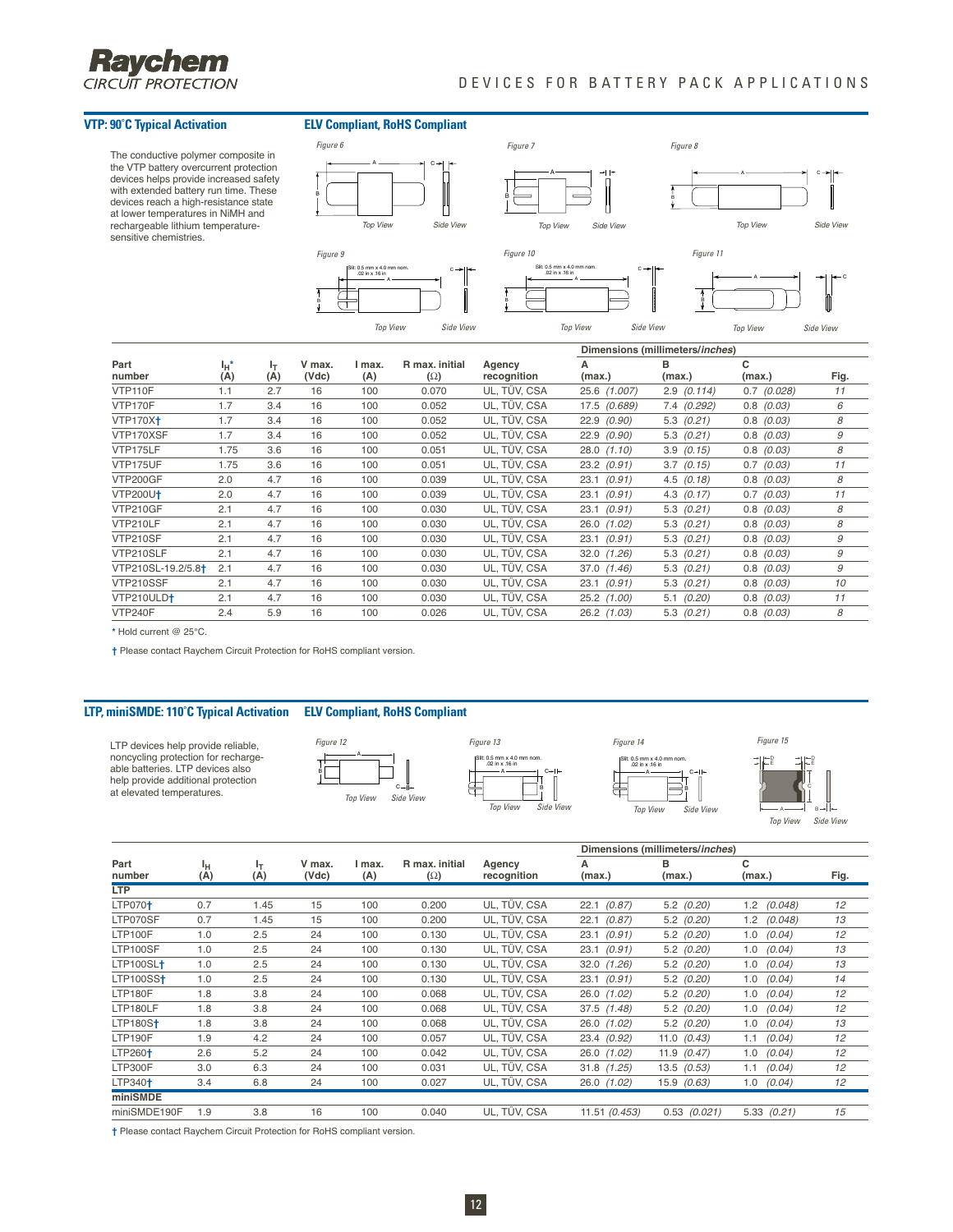## VTP: 90°C Typical Activation

**ELV Compliant, RoHS Compliant**

The conductive polymer composite in the VTP battery overcurrent protection devices helps provide increased safety with extended battery run time. These devices reach a high-resistance state at lower temperatures in NiMH and rechargeable lithium temperature-sensitive chemistries.

| Part number | $I_H$* (A) | $I_T$ (A) | V max. (Vdc) | I max. (A) | R max. initial (Ω) | Agency recognition | Dimensions (millimeters/*inches*) A (max.) | B (max.) | C (max.) | Fig. |
|---|---|---|---|---|---|---|---|---|---|---|
| VTP110F | 1.1 | 2.7 | 16 | 100 | 0.070 | UL, TÜV, CSA | 25.6 *(1.007)* | 2.9 *(0.114)* | 0.7 *(0.028)* | 11 |
| VTP170F | 1.7 | 3.4 | 16 | 100 | 0.052 | UL, TÜV, CSA | 17.5 *(0.689)* | 7.4 *(0.292)* | 0.8 *(0.03)* | 6 |
| VTP170X† | 1.7 | 3.4 | 16 | 100 | 0.052 | UL, TÜV, CSA | 22.9 *(0.90)* | 5.3 *(0.21)* | 0.8 *(0.03)* | 8 |
| VTP170XSF | 1.7 | 3.4 | 16 | 100 | 0.052 | UL, TÜV, CSA | 22.9 *(0.90)* | 5.3 *(0.21)* | 0.8 *(0.03)* | 9 |
| VTP175LF | 1.75 | 3.6 | 16 | 100 | 0.051 | UL, TÜV, CSA | 28.0 *(1.10)* | 3.9 *(0.15)* | 0.8 *(0.03)* | 8 |
| VTP175UF | 1.75 | 3.6 | 16 | 100 | 0.051 | UL, TÜV, CSA | 23.2 *(0.91)* | 3.7 *(0.15)* | 0.7 *(0.03)* | 11 |
| VTP200GF | 2.0 | 4.7 | 16 | 100 | 0.039 | UL, TÜV, CSA | 23.1 *(0.91)* | 4.5 *(0.18)* | 0.8 *(0.03)* | 8 |
| VTP200U† | 2.0 | 4.7 | 16 | 100 | 0.039 | UL, TÜV, CSA | 23.1 *(0.91)* | 4.3 *(0.17)* | 0.7 *(0.03)* | 11 |
| VTP210GF | 2.1 | 4.7 | 16 | 100 | 0.030 | UL, TÜV, CSA | 23.1 *(0.91)* | 5.3 *(0.21)* | 0.8 *(0.03)* | 8 |
| VTP210LF | 2.1 | 4.7 | 16 | 100 | 0.030 | UL, TÜV, CSA | 26.0 *(1.02)* | 5.3 *(0.21)* | 0.8 *(0.03)* | 8 |
| VTP210SF | 2.1 | 4.7 | 16 | 100 | 0.030 | UL, TÜV, CSA | 23.1 *(0.91)* | 5.3 *(0.21)* | 0.8 *(0.03)* | 9 |
| VTP210SLF | 2.1 | 4.7 | 16 | 100 | 0.030 | UL, TÜV, CSA | 32.0 *(1.26)* | 5.3 *(0.21)* | 0.8 *(0.03)* | 9 |
| VTP210SL-19.2/5.8† | 2.1 | 4.7 | 16 | 100 | 0.030 | UL, TÜV, CSA | 37.0 *(1.46)* | 5.3 *(0.21)* | 0.8 *(0.03)* | 9 |
| VTP210SSF | 2.1 | 4.7 | 16 | 100 | 0.030 | UL, TÜV, CSA | 23.1 *(0.91)* | 5.3 *(0.21)* | 0.8 *(0.03)* | 10 |
| VTP210ULD† | 2.1 | 4.7 | 16 | 100 | 0.030 | UL, TÜV, CSA | 25.2 *(1.00)* | 5.1 *(0.20)* | 0.8 *(0.03)* | 11 |
| VTP240F | 2.4 | 5.9 | 16 | 100 | 0.026 | UL, TÜV, CSA | 26.2 *(1.03)* | 5.3 *(0.21)* | 0.8 *(0.03)* | 8 |

\* Hold current @ 25°C.

† Please contact Raychem Circuit Protection for RoHS compliant version.

## LTP, miniSMDE: 110°C Typical Activation

**ELV Compliant, RoHS Compliant**

LTP devices help provide reliable, noncycling protection for rechargeable batteries. LTP devices also help provide additional protection at elevated temperatures.

| Part number | $I_H$ (A) | $I_T$ (A) | V max. (Vdc) | I max. (A) | R max. initial (Ω) | Agency recognition | Dimensions (millimeters/*inches*) A (max.) | B (max.) | C (max.) | Fig. |
|---|---|---|---|---|---|---|---|---|---|---|
| **LTP** | | | | | | | | | | |
| LTP070† | 0.7 | 1.45 | 15 | 100 | 0.200 | UL, TÜV, CSA | 22.1 *(0.87)* | 5.2 *(0.20)* | 1.2 *(0.048)* | 12 |
| LTP070SF | 0.7 | 1.45 | 15 | 100 | 0.200 | UL, TÜV, CSA | 22.1 *(0.87)* | 5.2 *(0.20)* | 1.2 *(0.048)* | 13 |
| LTP100F | 1.0 | 2.5 | 24 | 100 | 0.130 | UL, TÜV, CSA | 23.1 *(0.91)* | 5.2 *(0.20)* | 1.0 *(0.04)* | 12 |
| LTP100SF | 1.0 | 2.5 | 24 | 100 | 0.130 | UL, TÜV, CSA | 23.1 *(0.91)* | 5.2 *(0.20)* | 1.0 *(0.04)* | 13 |
| LTP100SL† | 1.0 | 2.5 | 24 | 100 | 0.130 | UL, TÜV, CSA | 32.0 *(1.26)* | 5.2 *(0.20)* | 1.0 *(0.04)* | 13 |
| LTP100SS† | 1.0 | 2.5 | 24 | 100 | 0.130 | UL, TÜV, CSA | 23.1 *(0.91)* | 5.2 *(0.20)* | 1.0 *(0.04)* | 14 |
| LTP180F | 1.8 | 3.8 | 24 | 100 | 0.068 | UL, TÜV, CSA | 26.0 *(1.02)* | 5.2 *(0.20)* | 1.0 *(0.04)* | 12 |
| LTP180LF | 1.8 | 3.8 | 24 | 100 | 0.068 | UL, TÜV, CSA | 37.5 *(1.48)* | 5.2 *(0.20)* | 1.0 *(0.04)* | 12 |
| LTP180S† | 1.8 | 3.8 | 24 | 100 | 0.068 | UL, TÜV, CSA | 26.0 *(1.02)* | 5.2 *(0.20)* | 1.0 *(0.04)* | 13 |
| LTP190F | 1.9 | 4.2 | 24 | 100 | 0.057 | UL, TÜV, CSA | 23.4 *(0.92)* | 11.0 *(0.43)* | 1.1 *(0.04)* | 12 |
| LTP260† | 2.6 | 5.2 | 24 | 100 | 0.042 | UL, TÜV, CSA | 26.0 *(1.02)* | 11.9 *(0.47)* | 1.0 *(0.04)* | 12 |
| LTP300F | 3.0 | 6.3 | 24 | 100 | 0.031 | UL, TÜV, CSA | 31.8 *(1.25)* | 13.5 *(0.53)* | 1.1 *(0.04)* | 12 |
| LTP340† | 3.4 | 6.8 | 24 | 100 | 0.027 | UL, TÜV, CSA | 26.0 *(1.02)* | 15.9 *(0.63)* | 1.0 *(0.04)* | 12 |
| **miniSMDE** | | | | | | | | | | |
| miniSMDE190F | 1.9 | 3.8 | 16 | 100 | 0.040 | UL, TÜV, CSA | 11.51 *(0.453)* | 0.53 *(0.021)* | 5.33 *(0.21)* | 15 |

† Please contact Raychem Circuit Protection for RoHS compliant version.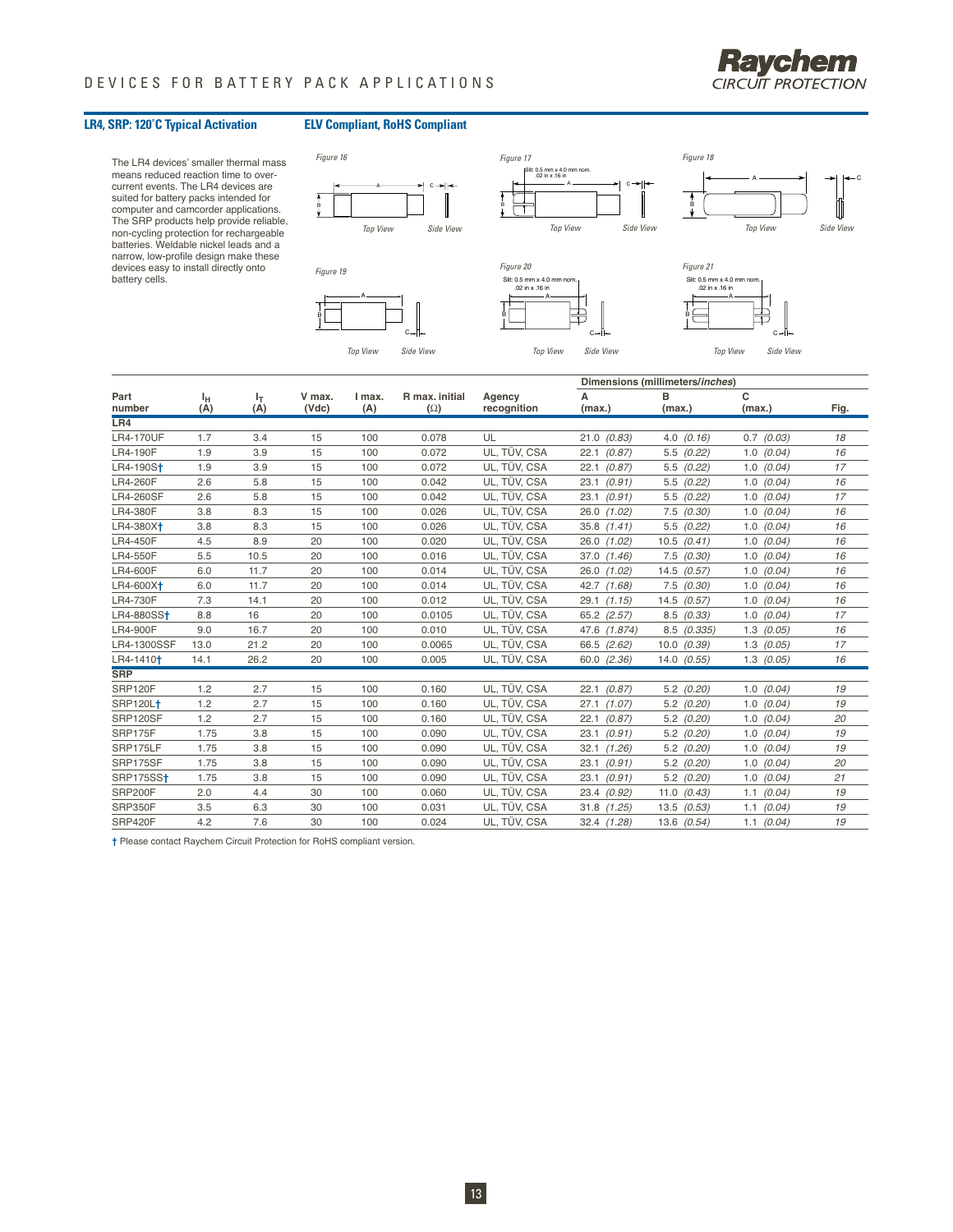## LR4, SRP: 120°C Typical Activation

**ELV Compliant, RoHS Compliant**

The LR4 devices' smaller thermal mass means reduced reaction time to over-current events. The LR4 devices are suited for battery packs intended for computer and camcorder applications. The SRP products help provide reliable, non-cycling protection for rechargeable batteries. Weldable nickel leads and a narrow, low-profile design make these devices easy to install directly onto battery cells.

*Figure 16* — Top View, Side View

*Figure 17* — Slit: 0.5 mm x 4.0 mm nom. .02 in x .16 in — Top View, Side View

*Figure 18* — Top View, Side View

*Figure 19* — Top View, Side View

*Figure 20* — Slit: 0.5 mm x 4.0 mm nom. .02 in x .16 in — Top View, Side View

*Figure 21* — Slit: 0.5 mm x 4.0 mm nom. .02 in x .16 in — Top View, Side View

| Part number | $I_H$ (A) | $I_T$ (A) | V max. (Vdc) | I max. (A) | R max. initial (Ω) | Agency recognition | Dimensions (millimeters/*inches*) A (max.) | B (max.) | C (max.) | Fig. |
|---|---|---|---|---|---|---|---|---|---|---|
| **LR4** | | | | | | | | | | |
| LR4-170UF | 1.7 | 3.4 | 15 | 100 | 0.078 | UL | 21.0 *(0.83)* | 4.0 *(0.16)* | 0.7 *(0.03)* | 18 |
| LR4-190F | 1.9 | 3.9 | 15 | 100 | 0.072 | UL, TÜV, CSA | 22.1 *(0.87)* | 5.5 *(0.22)* | 1.0 *(0.04)* | 16 |
| LR4-190S† | 1.9 | 3.9 | 15 | 100 | 0.072 | UL, TÜV, CSA | 22.1 *(0.87)* | 5.5 *(0.22)* | 1.0 *(0.04)* | 17 |
| LR4-260F | 2.6 | 5.8 | 15 | 100 | 0.042 | UL, TÜV, CSA | 23.1 *(0.91)* | 5.5 *(0.22)* | 1.0 *(0.04)* | 16 |
| LR4-260SF | 2.6 | 5.8 | 15 | 100 | 0.042 | UL, TÜV, CSA | 23.1 *(0.91)* | 5.5 *(0.22)* | 1.0 *(0.04)* | 17 |
| LR4-380F | 3.8 | 8.3 | 15 | 100 | 0.026 | UL, TÜV, CSA | 26.0 *(1.02)* | 7.5 *(0.30)* | 1.0 *(0.04)* | 16 |
| LR4-380X† | 3.8 | 8.3 | 15 | 100 | 0.026 | UL, TÜV, CSA | 35.8 *(1.41)* | 5.5 *(0.22)* | 1.0 *(0.04)* | 16 |
| LR4-450F | 4.5 | 8.9 | 20 | 100 | 0.020 | UL, TÜV, CSA | 26.0 *(1.02)* | 10.5 *(0.41)* | 1.0 *(0.04)* | 16 |
| LR4-550F | 5.5 | 10.5 | 20 | 100 | 0.016 | UL, TÜV, CSA | 37.0 *(1.46)* | 7.5 *(0.30)* | 1.0 *(0.04)* | 16 |
| LR4-600F | 6.0 | 11.7 | 20 | 100 | 0.014 | UL, TÜV, CSA | 26.0 *(1.02)* | 14.5 *(0.57)* | 1.0 *(0.04)* | 16 |
| LR4-600X† | 6.0 | 11.7 | 20 | 100 | 0.014 | UL, TÜV, CSA | 42.7 *(1.68)* | 7.5 *(0.30)* | 1.0 *(0.04)* | 16 |
| LR4-730F | 7.3 | 14.1 | 20 | 100 | 0.012 | UL, TÜV, CSA | 29.1 *(1.15)* | 14.5 *(0.57)* | 1.0 *(0.04)* | 16 |
| LR4-880SS† | 8.8 | 16 | 20 | 100 | 0.0105 | UL, TÜV, CSA | 65.2 *(2.57)* | 8.5 *(0.33)* | 1.0 *(0.04)* | 17 |
| LR4-900F | 9.0 | 16.7 | 20 | 100 | 0.010 | UL, TÜV, CSA | 47.6 *(1.874)* | 8.5 *(0.335)* | 1.3 *(0.05)* | 16 |
| LR4-1300SSF | 13.0 | 21.2 | 20 | 100 | 0.0065 | UL, TÜV, CSA | 66.5 *(2.62)* | 10.0 *(0.39)* | 1.3 *(0.05)* | 17 |
| LR4-1410† | 14.1 | 26.2 | 20 | 100 | 0.005 | UL, TÜV, CSA | 60.0 *(2.36)* | 14.0 *(0.55)* | 1.3 *(0.05)* | 16 |
| **SRP** | | | | | | | | | | |
| SRP120F | 1.2 | 2.7 | 15 | 100 | 0.160 | UL, TÜV, CSA | 22.1 *(0.87)* | 5.2 *(0.20)* | 1.0 *(0.04)* | 19 |
| SRP120L† | 1.2 | 2.7 | 15 | 100 | 0.160 | UL, TÜV, CSA | 27.1 *(1.07)* | 5.2 *(0.20)* | 1.0 *(0.04)* | 19 |
| SRP120SF | 1.2 | 2.7 | 15 | 100 | 0.160 | UL, TÜV, CSA | 22.1 *(0.87)* | 5.2 *(0.20)* | 1.0 *(0.04)* | 20 |
| SRP175F | 1.75 | 3.8 | 15 | 100 | 0.090 | UL, TÜV, CSA | 23.1 *(0.91)* | 5.2 *(0.20)* | 1.0 *(0.04)* | 19 |
| SRP175LF | 1.75 | 3.8 | 15 | 100 | 0.090 | UL, TÜV, CSA | 32.1 *(1.26)* | 5.2 *(0.20)* | 1.0 *(0.04)* | 19 |
| SRP175SF | 1.75 | 3.8 | 15 | 100 | 0.090 | UL, TÜV, CSA | 23.1 *(0.91)* | 5.2 *(0.20)* | 1.0 *(0.04)* | 20 |
| SRP175SS† | 1.75 | 3.8 | 15 | 100 | 0.090 | UL, TÜV, CSA | 23.1 *(0.91)* | 5.2 *(0.20)* | 1.0 *(0.04)* | 21 |
| SRP200F | 2.0 | 4.4 | 30 | 100 | 0.060 | UL, TÜV, CSA | 23.4 *(0.92)* | 11.0 *(0.43)* | 1.1 *(0.04)* | 19 |
| SRP350F | 3.5 | 6.3 | 30 | 100 | 0.031 | UL, TÜV, CSA | 31.8 *(1.25)* | 13.5 *(0.53)* | 1.1 *(0.04)* | 19 |
| SRP420F | 4.2 | 7.6 | 30 | 100 | 0.024 | UL, TÜV, CSA | 32.4 *(1.28)* | 13.6 *(0.54)* | 1.1 *(0.04)* | 19 |

† Please contact Raychem Circuit Protection for RoHS compliant version.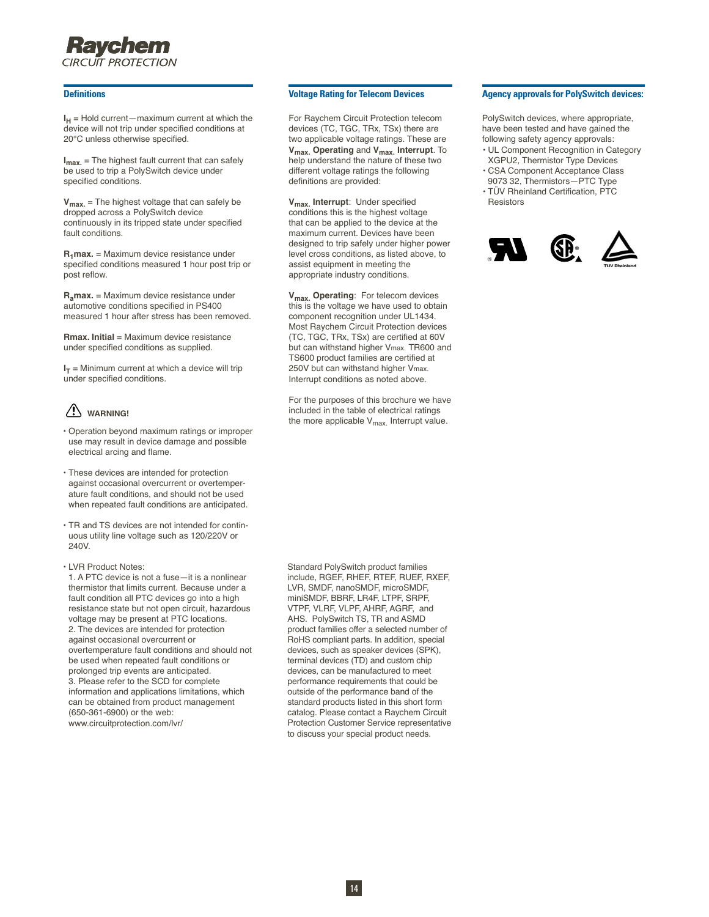## Definitions

$I_H$ = Hold current—maximum current at which the device will not trip under specified conditions at 20°C unless otherwise specified.

$I_{max.}$ = The highest fault current that can safely be used to trip a PolySwitch device under specified conditions.

$V_{max.}$ = The highest voltage that can safely be dropped across a PolySwitch device continuously in its tripped state under specified fault conditions.

**$R_1$max.** = Maximum device resistance under specified conditions measured 1 hour post trip or post reflow.

**$R_a$max.** = Maximum device resistance under automotive conditions specified in PS400 measured 1 hour after stress has been removed.

**Rmax. Initial** = Maximum device resistance under specified conditions as supplied.

$I_T$ = Minimum current at which a device will trip under specified conditions.

**WARNING!**

- Operation beyond maximum ratings or improper use may result in device damage and possible electrical arcing and flame.
- These devices are intended for protection against occasional overcurrent or overtemperature fault conditions, and should not be used when repeated fault conditions are anticipated.
- TR and TS devices are not intended for continuous utility line voltage such as 120/220V or 240V.
- LVR Product Notes:
  1. A PTC device is not a fuse—it is a nonlinear thermistor that limits current. Because under a fault condition all PTC devices go into a high resistance state but not open circuit, hazardous voltage may be present at PTC locations.
  2. The devices are intended for protection against occasional overcurrent or overtemperature fault conditions and should not be used when repeated fault conditions or prolonged trip events are anticipated.
  3. Please refer to the SCD for complete information and applications limitations, which can be obtained from product management (650-361-6900) or the web: www.circuitprotection.com/lvr/

## Voltage Rating for Telecom Devices

For Raychem Circuit Protection telecom devices (TC, TGC, TRx, TSx) there are two applicable voltage ratings. These are **$V_{max.}$ Operating** and **$V_{max.}$ Interrupt**. To help understand the nature of these two different voltage ratings the following definitions are provided:

**$V_{max.}$ Interrupt**: Under specified conditions this is the highest voltage that can be applied to the device at the maximum current. Devices have been designed to trip safely under higher power level cross conditions, as listed above, to assist equipment in meeting the appropriate industry conditions.

**$V_{max.}$ Operating**: For telecom devices this is the voltage we have used to obtain component recognition under UL1434. Most Raychem Circuit Protection devices (TC, TGC, TRx, TSx) are certified at 60V but can withstand higher Vmax. TR600 and TS600 product families are certified at 250V but can withstand higher Vmax. Interrupt conditions as noted above.

For the purposes of this brochure we have included in the table of electrical ratings the more applicable $V_{max.}$ Interrupt value.

Standard PolySwitch product families include, RGEF, RHEF, RTEF, RUEF, RXEF, LVR, SMDF, nanoSMDF, microSMDF, miniSMDF, BBRF, LR4F, LTPF, SRPF, VTPF, VLRF, VLPF, AHRF, AGRF, and AHS. PolySwitch TS, TR and ASMD product families offer a selected number of RoHS compliant parts. In addition, special devices, such as speaker devices (SPK), terminal devices (TD) and custom chip devices, can be manufactured to meet performance requirements that could be outside of the performance band of the standard products listed in this short form catalog. Please contact a Raychem Circuit Protection Customer Service representative to discuss your special product needs.

## Agency approvals for PolySwitch devices:

PolySwitch devices, where appropriate, have been tested and have gained the following safety agency approvals:

- UL Component Recognition in Category XGPU2, Thermistor Type Devices
- CSA Component Acceptance Class 9073 32, Thermistors—PTC Type
- TÜV Rheinland Certification, PTC Resistors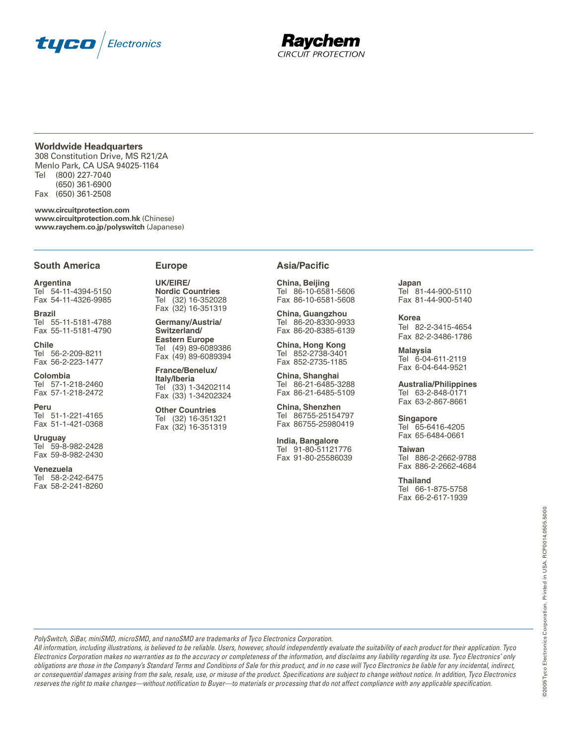tyco Electronics

Raychem
CIRCUIT PROTECTION

## Worldwide Headquarters

308 Constitution Drive, MS R21/2A
Menlo Park, CA USA 94025-1164
Tel (800) 227-7040
(650) 361-6900
Fax (650) 361-2508

**www.circuitprotection.com**
**www.circuitprotection.com.hk** (Chinese)
**www.raychem.co.jp/polyswitch** (Japanese)

## South America

**Argentina**
Tel 54-11-4394-5150
Fax 54-11-4326-9985

**Brazil**
Tel 55-11-5181-4788
Fax 55-11-5181-4790

**Chile**
Tel 56-2-209-8211
Fax 56-2-223-1477

**Colombia**
Tel 57-1-218-2460
Fax 57-1-218-2472

**Peru**
Tel 51-1-221-4165
Fax 51-1-421-0368

**Uruguay**
Tel 59-8-982-2428
Fax 59-8-982-2430

**Venezuela**
Tel 58-2-242-6475
Fax 58-2-241-8260

## Europe

**UK/EIRE/ Nordic Countries**
Tel (32) 16-352028
Fax (32) 16-351319

**Germany/Austria/ Switzerland/ Eastern Europe**
Tel (49) 89-6089386
Fax (49) 89-6089394

**France/Benelux/ Italy/Iberia**
Tel (33) 1-34202114
Fax (33) 1-34202324

**Other Countries**
Tel (32) 16-351321
Fax (32) 16-351319

## Asia/Pacific

**China, Beijing**
Tel 86-10-6581-5606
Fax 86-10-6581-5608

**China, Guangzhou**
Tel 86-20-8330-9933
Fax 86-20-8385-6139

**China, Hong Kong**
Tel 852-2738-3401
Fax 852-2735-1185

**China, Shanghai**
Tel 86-21-6485-3288
Fax 86-21-6485-5109

**China, Shenzhen**
Tel 86755-25154797
Fax 86755-25980419

**India, Bangalore**
Tel 91-80-51121776
Fax 91-80-25586039

**Japan**
Tel 81-44-900-5110
Fax 81-44-900-5140

**Korea**
Tel 82-2-3415-4654
Fax 82-2-3486-1786

**Malaysia**
Tel 6-04-611-2119
Fax 6-04-644-9521

**Australia/Philippines**
Tel 63-2-848-0171
Fax 63-2-867-8661

**Singapore**
Tel 65-6416-4205
Fax 65-6484-0661

**Taiwan**
Tel 886-2-2662-9788
Fax 886-2-2662-4684

**Thailand**
Tel 66-1-875-5758
Fax 66-2-617-1939

*PolySwitch, SiBar, miniSMD, microSMD, and nanoSMD are trademarks of Tyco Electronics Corporation.*

*All information, including illustrations, is believed to be reliable. Users, however, should independently evaluate the suitability of each product for their application. Tyco Electronics Corporation makes no warranties as to the accuracy or completeness of the information, and disclaims any liability regarding its use. Tyco Electronics' only obligations are those in the Company's Standard Terms and Conditions of Sale for this product, and in no case will Tyco Electronics be liable for any incidental, indirect, or consequential damages arising from the sale, resale, use, or misuse of the product. Specifications are subject to change without notice. In addition, Tyco Electronics reserves the right to make changes—without notification to Buyer—to materials or processing that do not affect compliance with any applicable specification.*

©2005Tyco Electronics Corporation. Printed in USA. RCP0014.0505.5000